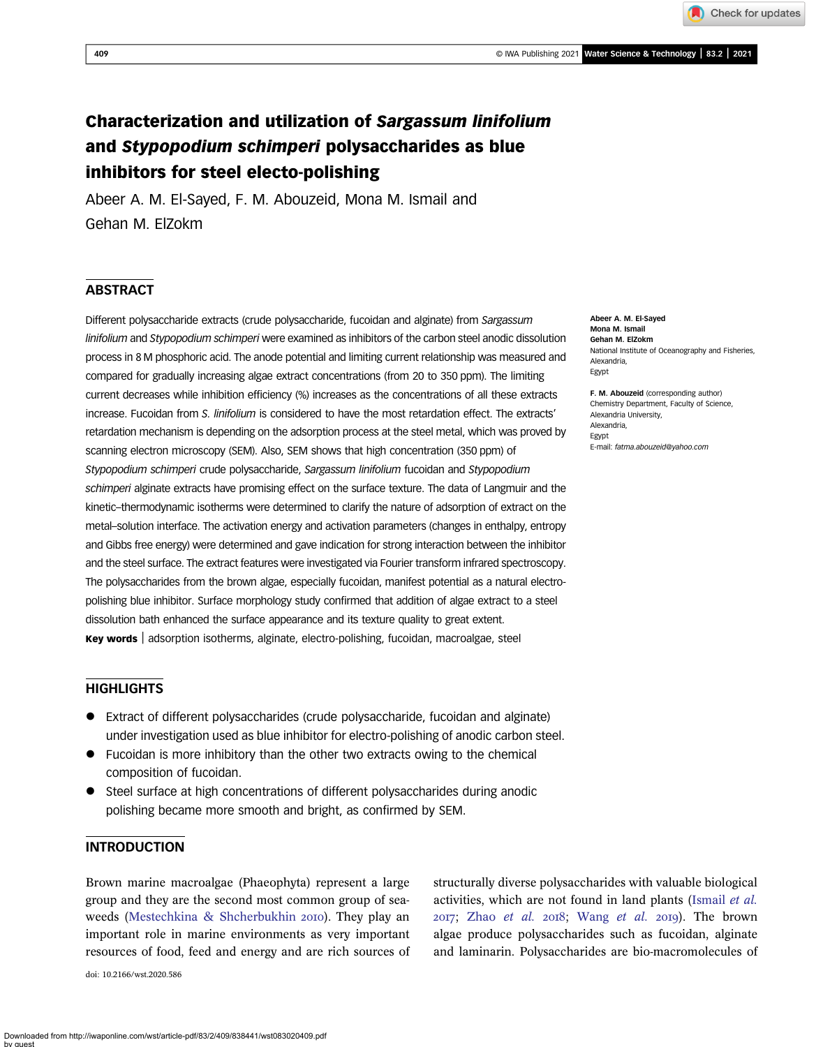# Characterization and utilization of *Sargassum linifolium* and *Stypopodium schimperi* polysaccharides as blue inhibitors for steel electo-polishing

Abeer A. M. El-Sayed, F. M. Abouzeid, Mona M. Ismail and Gehan M. ElZokm

## ABSTRACT

Different polysaccharide extracts (crude polysaccharide, fucoidan and alginate) from *Sargassum linifolium* and *Stypopodium schimperi* were examined as inhibitors of the carbon steel anodic dissolution process in 8 M phosphoric acid. The anode potential and limiting current relationship was measured and compared for gradually increasing algae extract concentrations (from 20 to 350 ppm). The limiting current decreases while inhibition efficiency (%) increases as the concentrations of all these extracts increase. Fucoidan from *S. linifolium* is considered to have the most retardation effect. The extracts' retardation mechanism is depending on the adsorption process at the steel metal, which was proved by scanning electron microscopy (SEM). Also, SEM shows that high concentration (350 ppm) of *Stypopodium schimperi* crude polysaccharide, *Sargassum linifolium* fucoidan and *Stypopodium schimperi* alginate extracts have promising effect on the surface texture. The data of Langmuir and the kinetic–thermodynamic isotherms were determined to clarify the nature of adsorption of extract on the metal–solution interface. The activation energy and activation parameters (changes in enthalpy, entropy and Gibbs free energy) were determined and gave indication for strong interaction between the inhibitor and the steel surface. The extract features were investigated via Fourier transform infrared spectroscopy. The polysaccharides from the brown algae, especially fucoidan, manifest potential as a natural electro-polishing blue inhibitor. Surface morphology study confirmed that addition of algae extract to a steel dissolution bath enhanced the surface appearance and its texture quality to great extent.

**Key words** | adsorption isotherms, alginate, electro-polishing, fucoidan, macroalgae, steel

**Abeer A. M. El-Sayed**
**Mona M. Ismail**
**Gehan M. ElZokm**
National Institute of Oceanography and Fisheries, Alexandria, Egypt

**F. M. Abouzeid** (corresponding author)
Chemistry Department, Faculty of Science, Alexandria University, Alexandria, Egypt
E-mail: *fatma.abouzeid@yahoo.com*

## HIGHLIGHTS

- Extract of different polysaccharides (crude polysaccharide, fucoidan and alginate) under investigation used as blue inhibitor for electro-polishing of anodic carbon steel.
- Fucoidan is more inhibitory than the other two extracts owing to the chemical composition of fucoidan.
- Steel surface at high concentrations of different polysaccharides during anodic polishing became more smooth and bright, as confirmed by SEM.

## INTRODUCTION

Brown marine macroalgae (Phaeophyta) represent a large group and they are the second most common group of seaweeds (Mestechkina & Shcherbukhin 2010). They play an important role in marine environments as very important resources of food, feed and energy and are rich sources of structurally diverse polysaccharides with valuable biological activities, which are not found in land plants (Ismail *et al.* 2017; Zhao *et al.* 2018; Wang *et al.* 2019). The brown algae produce polysaccharides such as fucoidan, alginate and laminarin. Polysaccharides are bio-macromolecules of

doi: 10.2166/wst.2020.586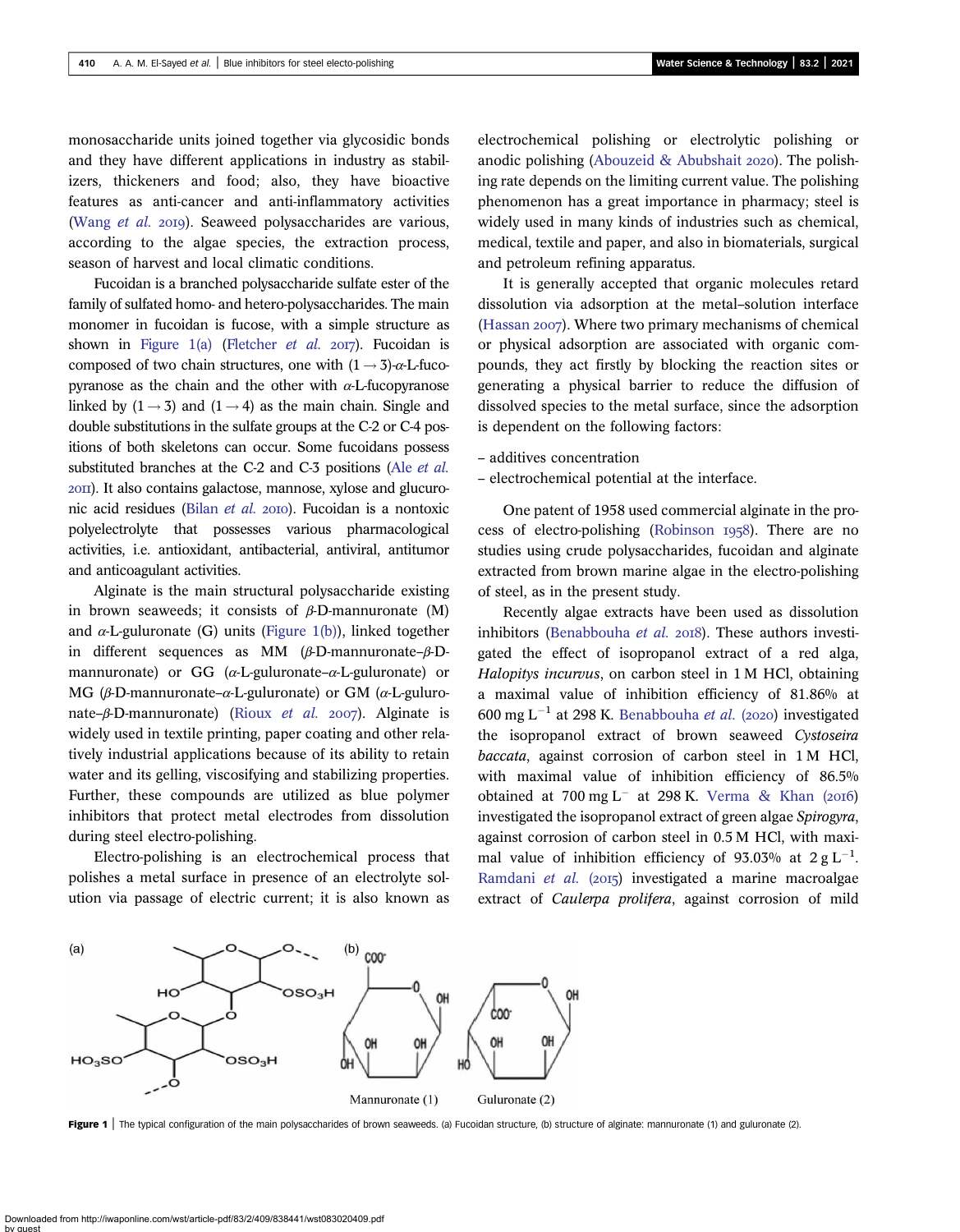monosaccharide units joined together via glycosidic bonds and they have different applications in industry as stabilizers, thickeners and food; also, they have bioactive features as anti-cancer and anti-inflammatory activities (Wang *et al.* 2019). Seaweed polysaccharides are various, according to the algae species, the extraction process, season of harvest and local climatic conditions.

Fucoidan is a branched polysaccharide sulfate ester of the family of sulfated homo- and hetero-polysaccharides. The main monomer in fucoidan is fucose, with a simple structure as shown in Figure 1(a) (Fletcher *et al.* 2017). Fucoidan is composed of two chain structures, one with $(1 \rightarrow 3)$-$\alpha$-L-fucopyranose as the chain and the other with $\alpha$-L-fucopyranose linked by $(1 \rightarrow 3)$ and $(1 \rightarrow 4)$ as the main chain. Single and double substitutions in the sulfate groups at the C-2 or C-4 positions of both skeletons can occur. Some fucoidans possess substituted branches at the C-2 and C-3 positions (Ale *et al.* 2011). It also contains galactose, mannose, xylose and glucuronic acid residues (Bilan *et al.* 2010). Fucoidan is a nontoxic polyelectrolyte that possesses various pharmacological activities, i.e. antioxidant, antibacterial, antiviral, antitumor and anticoagulant activities.

Alginate is the main structural polysaccharide existing in brown seaweeds; it consists of $\beta$-D-mannuronate (M) and $\alpha$-L-guluronate (G) units (Figure 1(b)), linked together in different sequences as MM ($\beta$-D-mannuronate–$\beta$-D-mannuronate) or GG ($\alpha$-L-guluronate–$\alpha$-L-guluronate) or MG ($\beta$-D-mannuronate–$\alpha$-L-guluronate) or GM ($\alpha$-L-guluronate–$\beta$-D-mannuronate) (Rioux *et al.* 2007). Alginate is widely used in textile printing, paper coating and other relatively industrial applications because of its ability to retain water and its gelling, viscosifying and stabilizing properties. Further, these compounds are utilized as blue polymer inhibitors that protect metal electrodes from dissolution during steel electro-polishing.

Electro-polishing is an electrochemical process that polishes a metal surface in presence of an electrolyte solution via passage of electric current; it is also known as electrochemical polishing or electrolytic polishing or anodic polishing (Abouzeid & Abubshait 2020). The polishing rate depends on the limiting current value. The polishing phenomenon has a great importance in pharmacy; steel is widely used in many kinds of industries such as chemical, medical, textile and paper, and also in biomaterials, surgical and petroleum refining apparatus.

It is generally accepted that organic molecules retard dissolution via adsorption at the metal–solution interface (Hassan 2007). Where two primary mechanisms of chemical or physical adsorption are associated with organic compounds, they act firstly by blocking the reaction sites or generating a physical barrier to reduce the diffusion of dissolved species to the metal surface, since the adsorption is dependent on the following factors:

– additives concentration
– electrochemical potential at the interface.

One patent of 1958 used commercial alginate in the process of electro-polishing (Robinson 1958). There are no studies using crude polysaccharides, fucoidan and alginate extracted from brown marine algae in the electro-polishing of steel, as in the present study.

Recently algae extracts have been used as dissolution inhibitors (Benabbouha *et al.* 2018). These authors investigated the effect of isopropanol extract of a red alga, *Halopitys incurvus*, on carbon steel in 1 M HCl, obtaining a maximal value of inhibition efficiency of 81.86% at 600 mg $L^{-1}$ at 298 K. Benabbouha *et al.* (2020) investigated the isopropanol extract of brown seaweed *Cystoseira baccata*, against corrosion of carbon steel in 1 M HCl, with maximal value of inhibition efficiency of 86.5% obtained at 700 mg $L^{-}$ at 298 K. Verma & Khan (2016) investigated the isopropanol extract of green algae *Spirogyra*, against corrosion of carbon steel in 0.5 M HCl, with maximal value of inhibition efficiency of 93.03% at 2 g $L^{-1}$. Ramdani *et al.* (2015) investigated a marine macroalgae extract of *Caulerpa prolifera*, against corrosion of mild

**Figure 1** | The typical configuration of the main polysaccharides of brown seaweeds. (a) Fucoidan structure, (b) structure of alginate: mannuronate (1) and guluronate (2).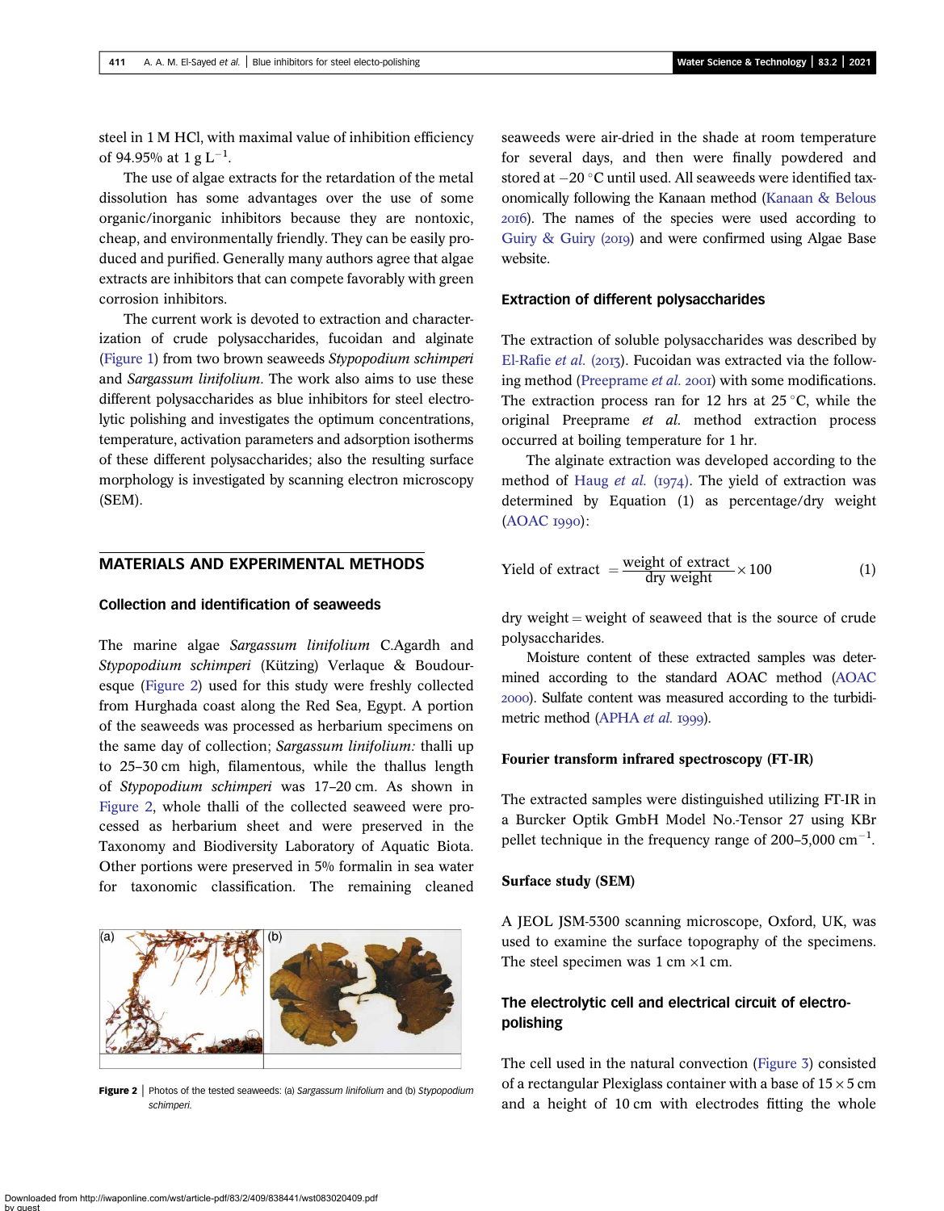steel in 1 M HCl, with maximal value of inhibition efficiency of 94.95% at 1 g $L^{-1}$.

The use of algae extracts for the retardation of the metal dissolution has some advantages over the use of some organic/inorganic inhibitors because they are nontoxic, cheap, and environmentally friendly. They can be easily produced and purified. Generally many authors agree that algae extracts are inhibitors that can compete favorably with green corrosion inhibitors.

The current work is devoted to extraction and characterization of crude polysaccharides, fucoidan and alginate (Figure 1) from two brown seaweeds *Stypopodium schimperi* and *Sargassum linifolium*. The work also aims to use these different polysaccharides as blue inhibitors for steel electrolytic polishing and investigates the optimum concentrations, temperature, activation parameters and adsorption isotherms of these different polysaccharides; also the resulting surface morphology is investigated by scanning electron microscopy (SEM).

## MATERIALS AND EXPERIMENTAL METHODS

### Collection and identification of seaweeds

The marine algae *Sargassum linifolium* C.Agardh and *Stypopodium schimperi* (Kützing) Verlaque & Boudouresque (Figure 2) used for this study were freshly collected from Hurghada coast along the Red Sea, Egypt. A portion of the seaweeds was processed as herbarium specimens on the same day of collection; *Sargassum linifolium:* thalli up to 25–30 cm high, filamentous, while the thallus length of *Stypopodium schimperi* was 17–20 cm. As shown in Figure 2, whole thalli of the collected seaweed were processed as herbarium sheet and were preserved in the Taxonomy and Biodiversity Laboratory of Aquatic Biota. Other portions were preserved in 5% formalin in sea water for taxonomic classification. The remaining cleaned

**Figure 2** | Photos of the tested seaweeds: (a) *Sargassum linifolium* and (b) *Stypopodium schimperi*.

seaweeds were air-dried in the shade at room temperature for several days, and then were finally powdered and stored at −20 °C until used. All seaweeds were identified taxonomically following the Kanaan method (Kanaan & Belous 2016). The names of the species were used according to Guiry & Guiry (2019) and were confirmed using Algae Base website.

### Extraction of different polysaccharides

The extraction of soluble polysaccharides was described by El-Rafie *et al.* (2013). Fucoidan was extracted via the following method (Preeprame *et al.* 2001) with some modifications. The extraction process ran for 12 hrs at 25 °C, while the original Preeprame *et al.* method extraction process occurred at boiling temperature for 1 hr.

The alginate extraction was developed according to the method of Haug *et al.* (1974). The yield of extraction was determined by Equation (1) as percentage/dry weight (AOAC 1990):

$$\text{Yield of extract} = \frac{\text{weight of extract}}{\text{dry weight}} \times 100 \tag{1}$$

dry weight = weight of seaweed that is the source of crude polysaccharides.

Moisture content of these extracted samples was determined according to the standard AOAC method (AOAC 2000). Sulfate content was measured according to the turbidimetric method (APHA *et al.* 1999).

### Fourier transform infrared spectroscopy (FT-IR)

The extracted samples were distinguished utilizing FT-IR in a Burcker Optik GmbH Model No.-Tensor 27 using KBr pellet technique in the frequency range of 200–5,000 $cm^{-1}$.

### Surface study (SEM)

A JEOL JSM-5300 scanning microscope, Oxford, UK, was used to examine the surface topography of the specimens. The steel specimen was 1 cm ×1 cm.

### The electrolytic cell and electrical circuit of electro-polishing

The cell used in the natural convection (Figure 3) consisted of a rectangular Plexiglass container with a base of 15 × 5 cm and a height of 10 cm with electrodes fitting the whole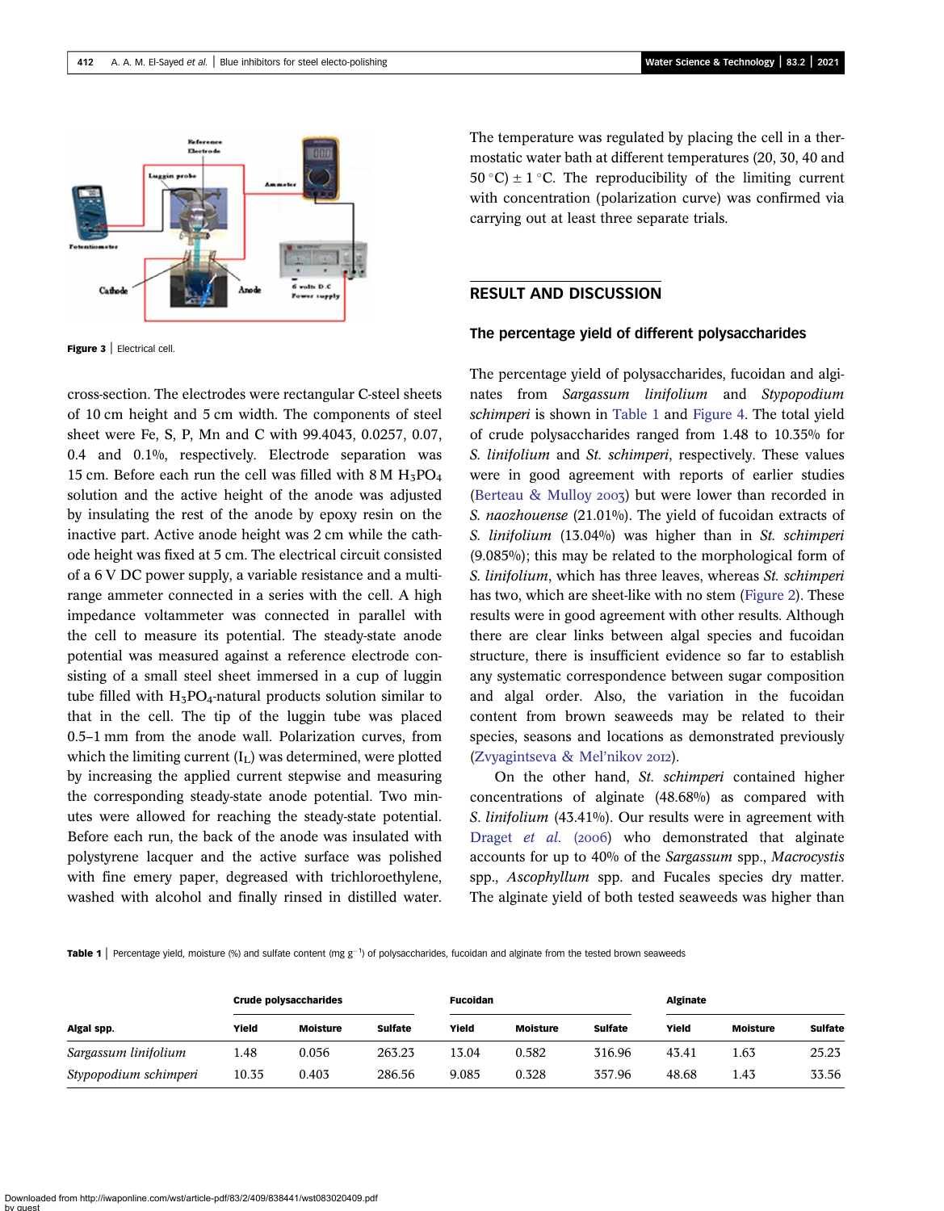Figure 3 | Electrical cell.

cross-section. The electrodes were rectangular C-steel sheets of 10 cm height and 5 cm width. The components of steel sheet were Fe, S, P, Mn and C with 99.4043, 0.0257, 0.07, 0.4 and 0.1%, respectively. Electrode separation was 15 cm. Before each run the cell was filled with 8 M $H_3PO_4$ solution and the active height of the anode was adjusted by insulating the rest of the anode by epoxy resin on the inactive part. Active anode height was 2 cm while the cathode height was fixed at 5 cm. The electrical circuit consisted of a 6 V DC power supply, a variable resistance and a multi-range ammeter connected in a series with the cell. A high impedance voltammeter was connected in parallel with the cell to measure its potential. The steady-state anode potential was measured against a reference electrode consisting of a small steel sheet immersed in a cup of luggin tube filled with $H_3PO_4$-natural products solution similar to that in the cell. The tip of the luggin tube was placed 0.5–1 mm from the anode wall. Polarization curves, from which the limiting current ($I_L$) was determined, were plotted by increasing the applied current stepwise and measuring the corresponding steady-state anode potential. Two minutes were allowed for reaching the steady-state potential. Before each run, the back of the anode was insulated with polystyrene lacquer and the active surface was polished with fine emery paper, degreased with trichloroethylene, washed with alcohol and finally rinsed in distilled water. The temperature was regulated by placing the cell in a thermostatic water bath at different temperatures (20, 30, 40 and 50 °C) ± 1 °C. The reproducibility of the limiting current with concentration (polarization curve) was confirmed via carrying out at least three separate trials.

## RESULT AND DISCUSSION

### The percentage yield of different polysaccharides

The percentage yield of polysaccharides, fucoidan and alginates from *Sargassum linifolium* and *Stypopodium schimperi* is shown in Table 1 and Figure 4. The total yield of crude polysaccharides ranged from 1.48 to 10.35% for *S. linifolium* and *St. schimperi*, respectively. These values were in good agreement with reports of earlier studies (Berteau & Mulloy 2003) but were lower than recorded in *S. naozhouense* (21.01%). The yield of fucoidan extracts of *S. linifolium* (13.04%) was higher than in *St. schimperi* (9.085%); this may be related to the morphological form of *S. linifolium*, which has three leaves, whereas *St. schimperi* has two, which are sheet-like with no stem (Figure 2). These results were in good agreement with other results. Although there are clear links between algal species and fucoidan structure, there is insufficient evidence so far to establish any systematic correspondence between sugar composition and algal order. Also, the variation in the fucoidan content from brown seaweeds may be related to their species, seasons and locations as demonstrated previously (Zvyagintseva & Mel'nikov 2012).

On the other hand, *St. schimperi* contained higher concentrations of alginate (48.68%) as compared with *S. linifolium* (43.41%). Our results were in agreement with Draget *et al.* (2006) who demonstrated that alginate accounts for up to 40% of the *Sargassum* spp., *Macrocystis* spp., *Ascophyllum* spp. and Fucales species dry matter. The alginate yield of both tested seaweeds was higher than

**Table 1** | Percentage yield, moisture (%) and sulfate content (mg $g^{-1}$) of polysaccharides, fucoidan and alginate from the tested brown seaweeds

| | Crude polysaccharides | | | Fucoidan | | | Alginate | | |
|---|---|---|---|---|---|---|---|---|---|
| **Algal spp.** | **Yield** | **Moisture** | **Sulfate** | **Yield** | **Moisture** | **Sulfate** | **Yield** | **Moisture** | **Sulfate** |
| *Sargassum linifolium* | 1.48 | 0.056 | 263.23 | 13.04 | 0.582 | 316.96 | 43.41 | 1.63 | 25.23 |
| *Stypopodium schimperi* | 10.35 | 0.403 | 286.56 | 9.085 | 0.328 | 357.96 | 48.68 | 1.43 | 33.56 |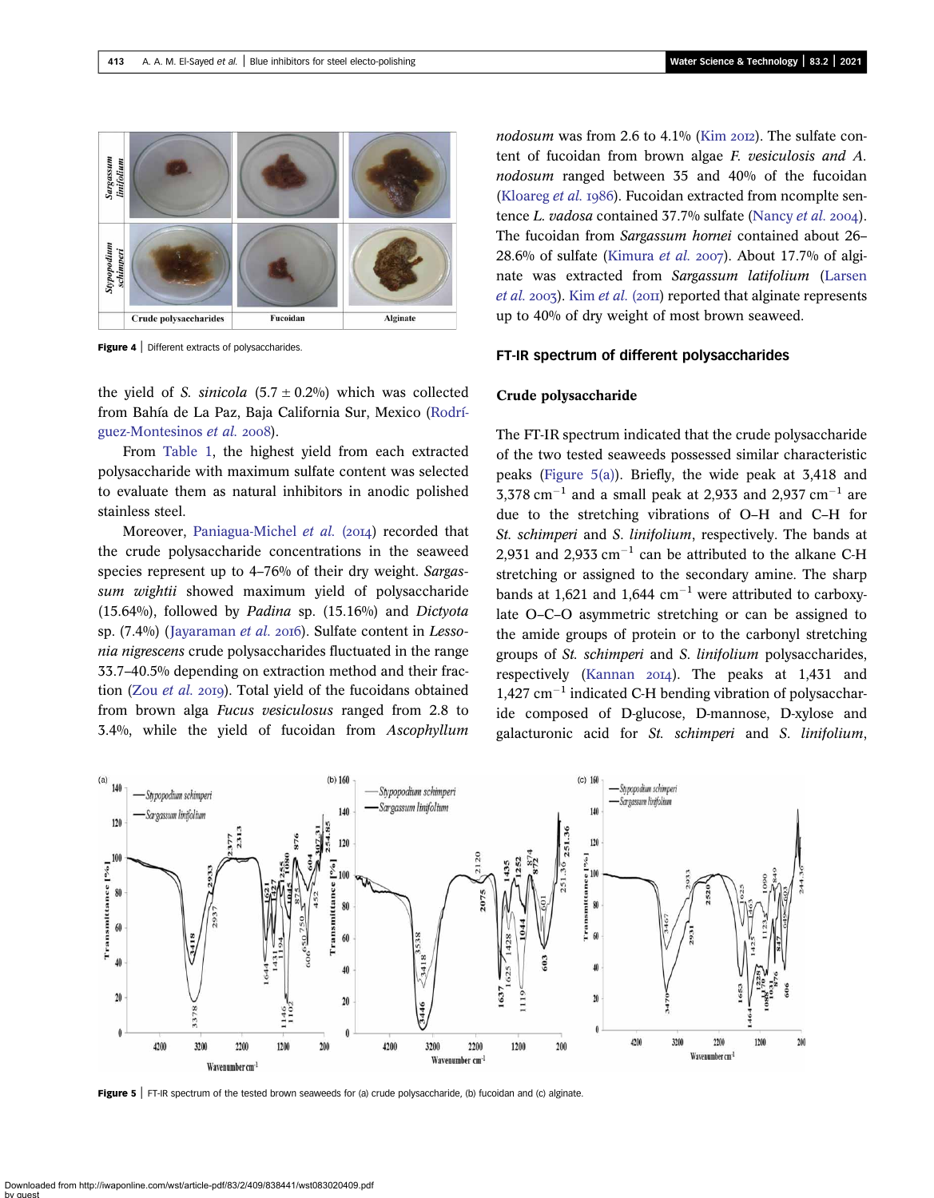Figure 4 | Different extracts of polysaccharides.

the yield of *S. sinicola* (5.7 ± 0.2%) which was collected from Bahía de La Paz, Baja California Sur, Mexico (Rodríguez-Montesinos *et al.* 2008).

From Table 1, the highest yield from each extracted polysaccharide with maximum sulfate content was selected to evaluate them as natural inhibitors in anodic polished stainless steel.

Moreover, Paniagua-Michel *et al.* (2014) recorded that the crude polysaccharide concentrations in the seaweed species represent up to 4–76% of their dry weight. *Sargassum wightii* showed maximum yield of polysaccharide (15.64%), followed by *Padina* sp. (15.16%) and *Dictyota* sp. (7.4%) (Jayaraman *et al.* 2016). Sulfate content in *Lessonia nigrescens* crude polysaccharides fluctuated in the range 33.7–40.5% depending on extraction method and their fraction (Zou *et al.* 2019). Total yield of the fucoidans obtained from brown alga *Fucus vesiculosus* ranged from 2.8 to 3.4%, while the yield of fucoidan from *Ascophyllum nodosum* was from 2.6 to 4.1% (Kim 2012). The sulfate content of fucoidan from brown algae *F. vesiculosis and A. nodosum* ranged between 35 and 40% of the fucoidan (Kloareg *et al.* 1986). Fucoidan extracted from ncomplte sentence *L. vadosa* contained 37.7% sulfate (Nancy *et al.* 2004). The fucoidan from *Sargassum hornei* contained about 26–28.6% of sulfate (Kimura *et al.* 2007). About 17.7% of alginate was extracted from *Sargassum latifolium* (Larsen *et al.* 2003). Kim *et al.* (2011) reported that alginate represents up to 40% of dry weight of most brown seaweed.

## FT-IR spectrum of different polysaccharides

### Crude polysaccharide

The FT-IR spectrum indicated that the crude polysaccharide of the two tested seaweeds possessed similar characteristic peaks (Figure 5(a)). Briefly, the wide peak at 3,418 and 3,378 $cm^{-1}$ and a small peak at 2,933 and 2,937 $cm^{-1}$ are due to the stretching vibrations of O–H and C–H for *St. schimperi* and *S. linifolium*, respectively. The bands at 2,931 and 2,933 $cm^{-1}$ can be attributed to the alkane C-H stretching or assigned to the secondary amine. The sharp bands at 1,621 and 1,644 $cm^{-1}$ were attributed to carboxylate O–C–O asymmetric stretching or can be assigned to the amide groups of protein or to the carbonyl stretching groups of *St. schimperi* and *S. linifolium* polysaccharides, respectively (Kannan 2014). The peaks at 1,431 and 1,427 $cm^{-1}$ indicated C-H bending vibration of polysaccharide composed of D-glucose, D-mannose, D-xylose and galacturonic acid for *St. schimperi* and *S. linifolium*,

Figure 5 | FT-IR spectrum of the tested brown seaweeds for (a) crude polysaccharide, (b) fucoidan and (c) alginate.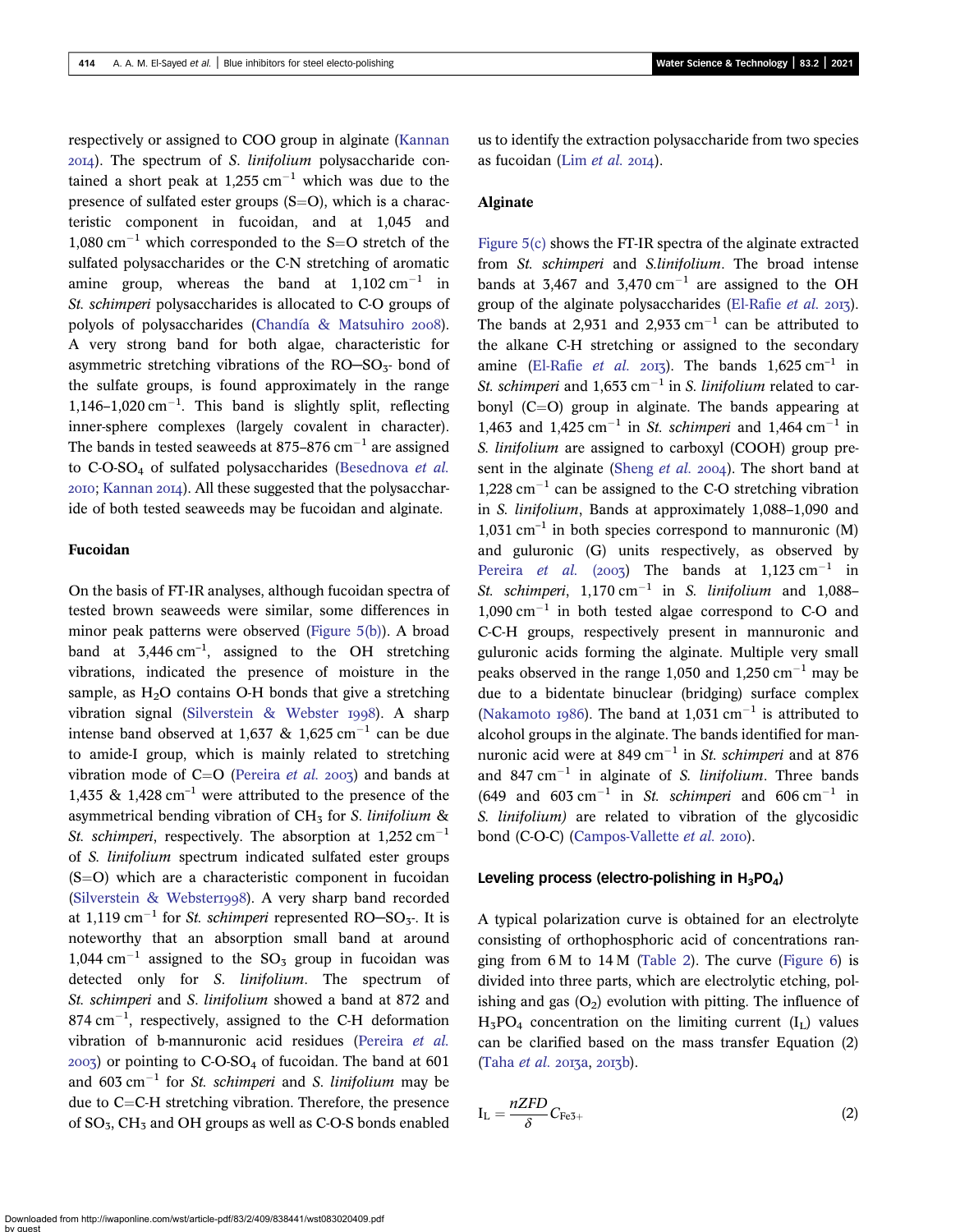respectively or assigned to COO group in alginate (Kannan 2014). The spectrum of *S. linifolium* polysaccharide contained a short peak at 1,255 $cm^{-1}$ which was due to the presence of sulfated ester groups (S=O), which is a characteristic component in fucoidan, and at 1,045 and 1,080 $cm^{-1}$ which corresponded to the S=O stretch of the sulfated polysaccharides or the C-N stretching of aromatic amine group, whereas the band at 1,102 $cm^{-1}$ in *St. schimperi* polysaccharides is allocated to C-O groups of polyols of polysaccharides (Chandía & Matsuhiro 2008). A very strong band for both algae, characteristic for asymmetric stretching vibrations of the RO–$SO_3$- bond of the sulfate groups, is found approximately in the range 1,146–1,020 $cm^{-1}$. This band is slightly split, reflecting inner-sphere complexes (largely covalent in character). The bands in tested seaweeds at 875–876 $cm^{-1}$ are assigned to C-O-$SO_4$ of sulfated polysaccharides (Besednova *et al.* 2010; Kannan 2014). All these suggested that the polysaccharide of both tested seaweeds may be fucoidan and alginate.

#### Fucoidan

On the basis of FT-IR analyses, although fucoidan spectra of tested brown seaweeds were similar, some differences in minor peak patterns were observed (Figure 5(b)). A broad band at 3,446 $cm^{-1}$, assigned to the OH stretching vibrations, indicated the presence of moisture in the sample, as $H_2O$ contains O-H bonds that give a stretching vibration signal (Silverstein & Webster 1998). A sharp intense band observed at 1,637 & 1,625 $cm^{-1}$ can be due to amide-I group, which is mainly related to stretching vibration mode of C=O (Pereira *et al.* 2003) and bands at 1,435 & 1,428 $cm^{-1}$ were attributed to the presence of the asymmetrical bending vibration of $CH_3$ for *S. linifolium* & *St. schimperi*, respectively. The absorption at 1,252 $cm^{-1}$ of *S. linifolium* spectrum indicated sulfated ester groups (S=O) which are a characteristic component in fucoidan (Silverstein & Webster1998). A very sharp band recorded at 1,119 $cm^{-1}$ for *St. schimperi* represented RO–$SO_3$-. It is noteworthy that an absorption small band at around 1,044 $cm^{-1}$ assigned to the $SO_3$ group in fucoidan was detected only for *S. linifolium*. The spectrum of *St. schimperi* and *S. linifolium* showed a band at 872 and 874 $cm^{-1}$, respectively, assigned to the C-H deformation vibration of b-mannuronic acid residues (Pereira *et al.* 2003) or pointing to C-O-$SO_4$ of fucoidan. The band at 601 and 603 $cm^{-1}$ for *St. schimperi* and *S. linifolium* may be due to C=C-H stretching vibration. Therefore, the presence of $SO_3$, $CH_3$ and OH groups as well as C-O-S bonds enabled us to identify the extraction polysaccharide from two species as fucoidan (Lim *et al.* 2014).

#### Alginate

Figure 5(c) shows the FT-IR spectra of the alginate extracted from *St. schimperi* and *S.linifolium*. The broad intense bands at 3,467 and 3,470 $cm^{-1}$ are assigned to the OH group of the alginate polysaccharides (El-Rafie *et al.* 2013). The bands at 2,931 and 2,933 $cm^{-1}$ can be attributed to the alkane C-H stretching or assigned to the secondary amine (El-Rafie *et al.* 2013). The bands 1,625 $cm^{-1}$ in *St. schimperi* and 1,653 $cm^{-1}$ in *S. linifolium* related to carbonyl (C=O) group in alginate. The bands appearing at 1,463 and 1,425 $cm^{-1}$ in *St. schimperi* and 1,464 $cm^{-1}$ in *S. linifolium* are assigned to carboxyl (COOH) group present in the alginate (Sheng *et al.* 2004). The short band at 1,228 $cm^{-1}$ can be assigned to the C-O stretching vibration in *S. linifolium*, Bands at approximately 1,088–1,090 and 1,031 $cm^{-1}$ in both species correspond to mannuronic (M) and guluronic (G) units respectively, as observed by Pereira *et al.* (2003) The bands at 1,123 $cm^{-1}$ in *St. schimperi*, 1,170 $cm^{-1}$ in *S. linifolium* and 1,088–1,090 $cm^{-1}$ in both tested algae correspond to C-O and C-C-H groups, respectively present in mannuronic and guluronic acids forming the alginate. Multiple very small peaks observed in the range 1,050 and 1,250 $cm^{-1}$ may be due to a bidentate binuclear (bridging) surface complex (Nakamoto 1986). The band at 1,031 $cm^{-1}$ is attributed to alcohol groups in the alginate. The bands identified for mannuronic acid were at 849 $cm^{-1}$ in *St. schimperi* and at 876 and 847 $cm^{-1}$ in alginate of *S. linifolium*. Three bands (649 and 603 $cm^{-1}$ in *St. schimperi* and 606 $cm^{-1}$ in *S. linifolium)* are related to vibration of the glycosidic bond (C-O-C) (Campos-Vallette *et al.* 2010).

### Leveling process (electro-polishing in $H_3PO_4$)

A typical polarization curve is obtained for an electrolyte consisting of orthophosphoric acid of concentrations ranging from 6 M to 14 M (Table 2). The curve (Figure 6) is divided into three parts, which are electrolytic etching, polishing and gas ($O_2$) evolution with pitting. The influence of $H_3PO_4$ concentration on the limiting current ($I_L$) values can be clarified based on the mass transfer Equation (2) (Taha *et al.* 2013a, 2013b).

$$I_L = \frac{nZFD}{\delta} C_{Fe^{3+}} \tag{2}$$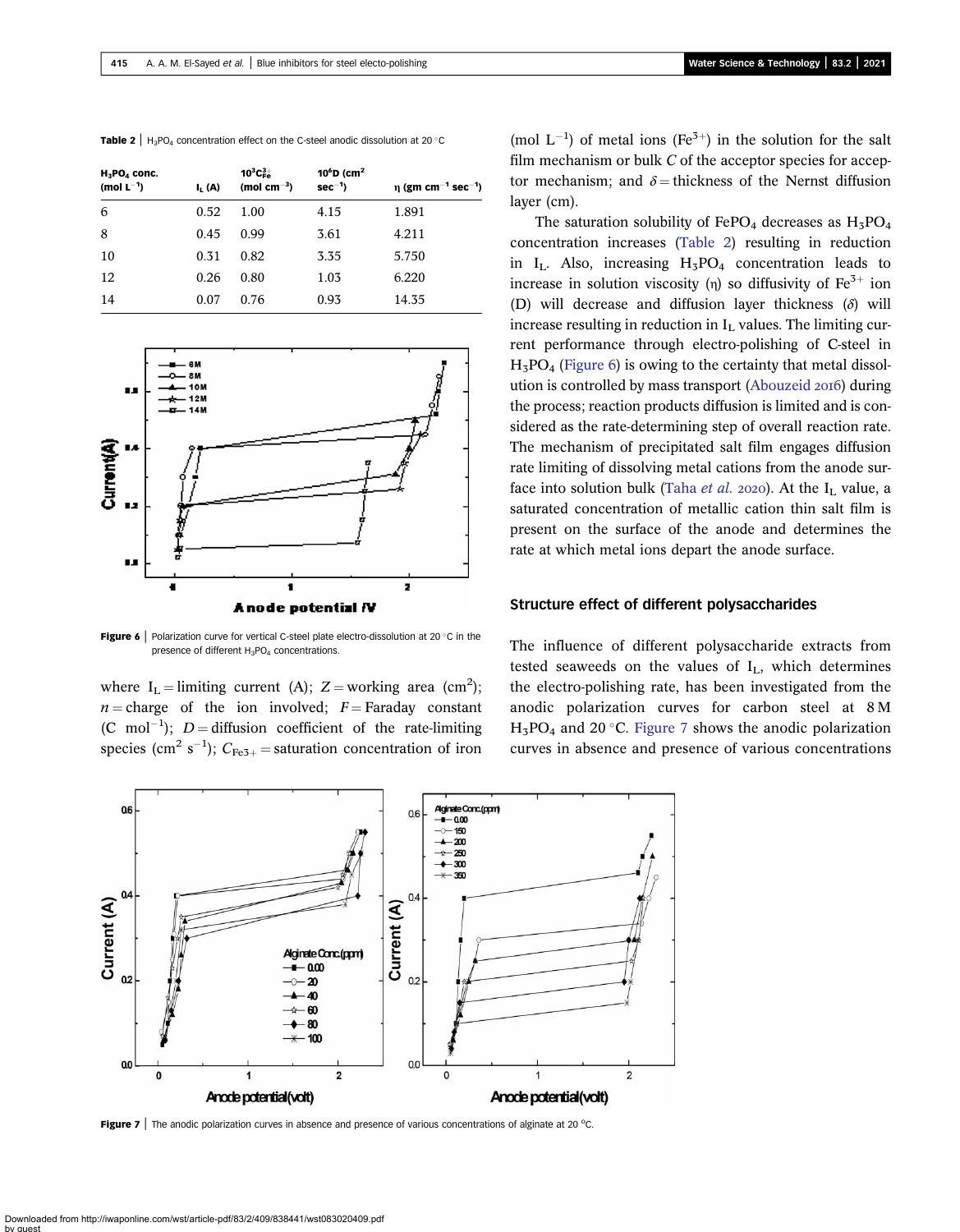**Table 2** | $H_3PO_4$ concentration effect on the C-steel anodic dissolution at 20 °C

| $H_3PO_4$ conc. (mol $L^{-1}$) | $I_L$ (A) | $10^3 C^{3+}_{Fe}$ (mol $cm^{-3}$) | $10^6 D$ ($cm^2$ $sec^{-1}$) | η (gm $cm^{-1}$ $sec^{-1}$) |
|---|---|---|---|---|
| 6 | 0.52 | 1.00 | 4.15 | 1.891 |
| 8 | 0.45 | 0.99 | 3.61 | 4.211 |
| 10 | 0.31 | 0.82 | 3.35 | 5.750 |
| 12 | 0.26 | 0.80 | 1.03 | 6.220 |
| 14 | 0.07 | 0.76 | 0.93 | 14.35 |

**Figure 6** | Polarization curve for vertical C-steel plate electro-dissolution at 20 °C in the presence of different $H_3PO_4$ concentrations.

where $I_L$ = limiting current (A); $Z$ = working area ($cm^2$); $n$ = charge of the ion involved; $F$ = Faraday constant (C $mol^{-1}$); $D$ = diffusion coefficient of the rate-limiting species ($cm^2$ $s^{-1}$); $C_{Fe3+}$ = saturation concentration of iron (mol $L^{-1}$) of metal ions ($Fe^{3+}$) in the solution for the salt film mechanism or bulk $C$ of the acceptor species for acceptor mechanism; and $\delta$ = thickness of the Nernst diffusion layer (cm).

The saturation solubility of $FePO_4$ decreases as $H_3PO_4$ concentration increases (Table 2) resulting in reduction in $I_L$. Also, increasing $H_3PO_4$ concentration leads to increase in solution viscosity (η) so diffusivity of $Fe^{3+}$ ion (D) will decrease and diffusion layer thickness ($\delta$) will increase resulting in reduction in $I_L$ values. The limiting current performance through electro-polishing of C-steel in $H_3PO_4$ (Figure 6) is owing to the certainty that metal dissolution is controlled by mass transport (Abouzeid 2016) during the process; reaction products diffusion is limited and is considered as the rate-determining step of overall reaction rate. The mechanism of precipitated salt film engages diffusion rate limiting of dissolving metal cations from the anode surface into solution bulk (Taha *et al.* 2020). At the $I_L$ value, a saturated concentration of metallic cation thin salt film is present on the surface of the anode and determines the rate at which metal ions depart the anode surface.

## Structure effect of different polysaccharides

The influence of different polysaccharide extracts from tested seaweeds on the values of $I_L$, which determines the electro-polishing rate, has been investigated from the anodic polarization curves for carbon steel at 8 M $H_3PO_4$ and 20 °C. Figure 7 shows the anodic polarization curves in absence and presence of various concentrations

**Figure 7** | The anodic polarization curves in absence and presence of various concentrations of alginate at 20 °C.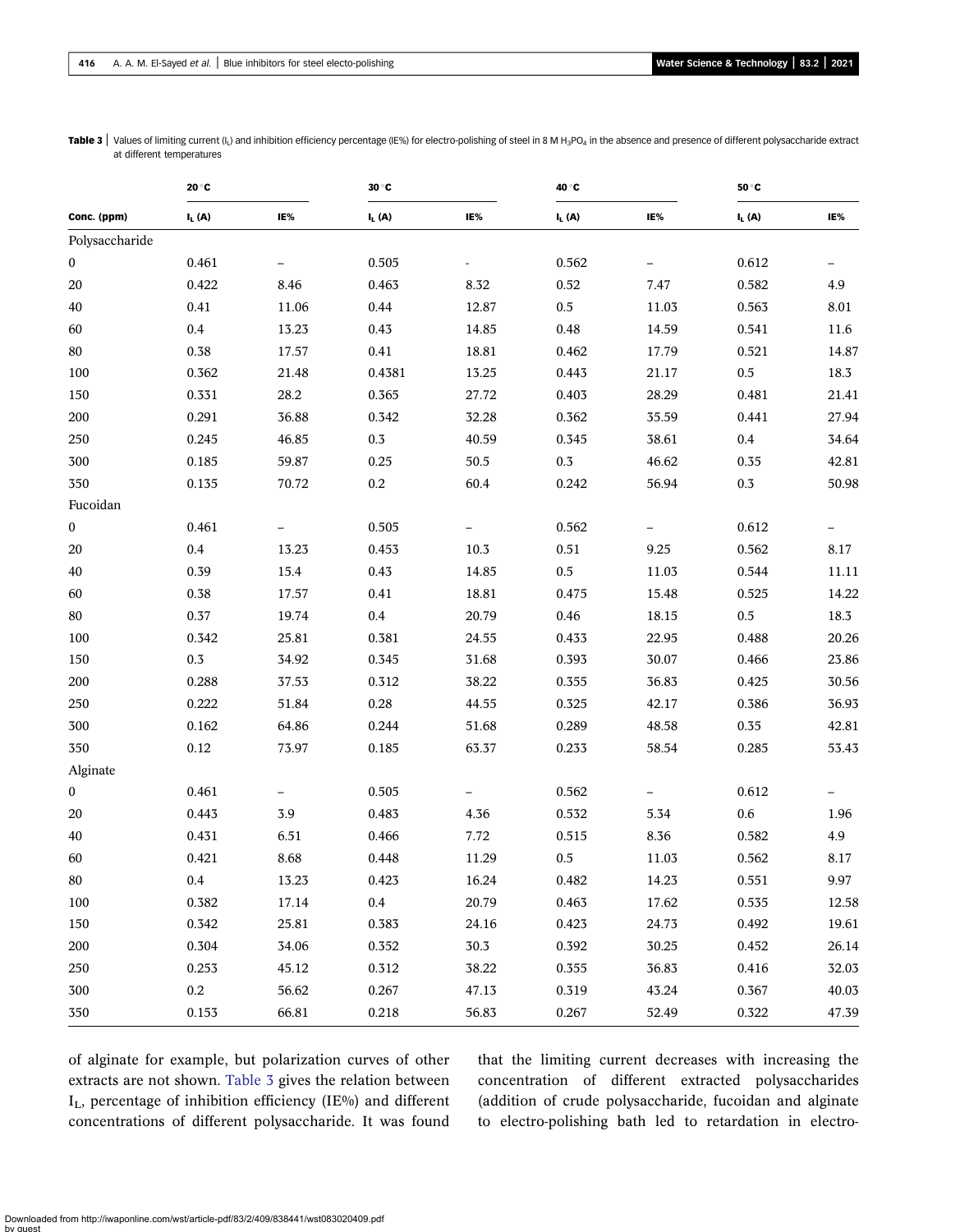**Table 3** | Values of limiting current ($I_L$) and inhibition efficiency percentage (IE%) for electro-polishing of steel in 8 M $H_3PO_4$ in the absence and presence of different polysaccharide extract at different temperatures

| | 20 °C | | 30 °C | | 40 °C | | 50 °C | |
|---|---|---|---|---|---|---|---|---|
| **Conc. (ppm)** | **$I_L$ (A)** | **IE%** | **$I_L$ (A)** | **IE%** | **$I_L$ (A)** | **IE%** | **$I_L$ (A)** | **IE%** |
| Polysaccharide | | | | | | | | |
| 0 | 0.461 | – | 0.505 | - | 0.562 | – | 0.612 | – |
| 20 | 0.422 | 8.46 | 0.463 | 8.32 | 0.52 | 7.47 | 0.582 | 4.9 |
| 40 | 0.41 | 11.06 | 0.44 | 12.87 | 0.5 | 11.03 | 0.563 | 8.01 |
| 60 | 0.4 | 13.23 | 0.43 | 14.85 | 0.48 | 14.59 | 0.541 | 11.6 |
| 80 | 0.38 | 17.57 | 0.41 | 18.81 | 0.462 | 17.79 | 0.521 | 14.87 |
| 100 | 0.362 | 21.48 | 0.4381 | 13.25 | 0.443 | 21.17 | 0.5 | 18.3 |
| 150 | 0.331 | 28.2 | 0.365 | 27.72 | 0.403 | 28.29 | 0.481 | 21.41 |
| 200 | 0.291 | 36.88 | 0.342 | 32.28 | 0.362 | 35.59 | 0.441 | 27.94 |
| 250 | 0.245 | 46.85 | 0.3 | 40.59 | 0.345 | 38.61 | 0.4 | 34.64 |
| 300 | 0.185 | 59.87 | 0.25 | 50.5 | 0.3 | 46.62 | 0.35 | 42.81 |
| 350 | 0.135 | 70.72 | 0.2 | 60.4 | 0.242 | 56.94 | 0.3 | 50.98 |
| Fucoidan | | | | | | | | |
| 0 | 0.461 | – | 0.505 | – | 0.562 | – | 0.612 | – |
| 20 | 0.4 | 13.23 | 0.453 | 10.3 | 0.51 | 9.25 | 0.562 | 8.17 |
| 40 | 0.39 | 15.4 | 0.43 | 14.85 | 0.5 | 11.03 | 0.544 | 11.11 |
| 60 | 0.38 | 17.57 | 0.41 | 18.81 | 0.475 | 15.48 | 0.525 | 14.22 |
| 80 | 0.37 | 19.74 | 0.4 | 20.79 | 0.46 | 18.15 | 0.5 | 18.3 |
| 100 | 0.342 | 25.81 | 0.381 | 24.55 | 0.433 | 22.95 | 0.488 | 20.26 |
| 150 | 0.3 | 34.92 | 0.345 | 31.68 | 0.393 | 30.07 | 0.466 | 23.86 |
| 200 | 0.288 | 37.53 | 0.312 | 38.22 | 0.355 | 36.83 | 0.425 | 30.56 |
| 250 | 0.222 | 51.84 | 0.28 | 44.55 | 0.325 | 42.17 | 0.386 | 36.93 |
| 300 | 0.162 | 64.86 | 0.244 | 51.68 | 0.289 | 48.58 | 0.35 | 42.81 |
| 350 | 0.12 | 73.97 | 0.185 | 63.37 | 0.233 | 58.54 | 0.285 | 53.43 |
| Alginate | | | | | | | | |
| 0 | 0.461 | – | 0.505 | – | 0.562 | – | 0.612 | – |
| 20 | 0.443 | 3.9 | 0.483 | 4.36 | 0.532 | 5.34 | 0.6 | 1.96 |
| 40 | 0.431 | 6.51 | 0.466 | 7.72 | 0.515 | 8.36 | 0.582 | 4.9 |
| 60 | 0.421 | 8.68 | 0.448 | 11.29 | 0.5 | 11.03 | 0.562 | 8.17 |
| 80 | 0.4 | 13.23 | 0.423 | 16.24 | 0.482 | 14.23 | 0.551 | 9.97 |
| 100 | 0.382 | 17.14 | 0.4 | 20.79 | 0.463 | 17.62 | 0.535 | 12.58 |
| 150 | 0.342 | 25.81 | 0.383 | 24.16 | 0.423 | 24.73 | 0.492 | 19.61 |
| 200 | 0.304 | 34.06 | 0.352 | 30.3 | 0.392 | 30.25 | 0.452 | 26.14 |
| 250 | 0.253 | 45.12 | 0.312 | 38.22 | 0.355 | 36.83 | 0.416 | 32.03 |
| 300 | 0.2 | 56.62 | 0.267 | 47.13 | 0.319 | 43.24 | 0.367 | 40.03 |
| 350 | 0.153 | 66.81 | 0.218 | 56.83 | 0.267 | 52.49 | 0.322 | 47.39 |

of alginate for example, but polarization curves of other extracts are not shown. Table 3 gives the relation between $I_L$, percentage of inhibition efficiency (IE%) and different concentrations of different polysaccharide. It was found that the limiting current decreases with increasing the concentration of different extracted polysaccharides (addition of crude polysaccharide, fucoidan and alginate to electro-polishing bath led to retardation in electro-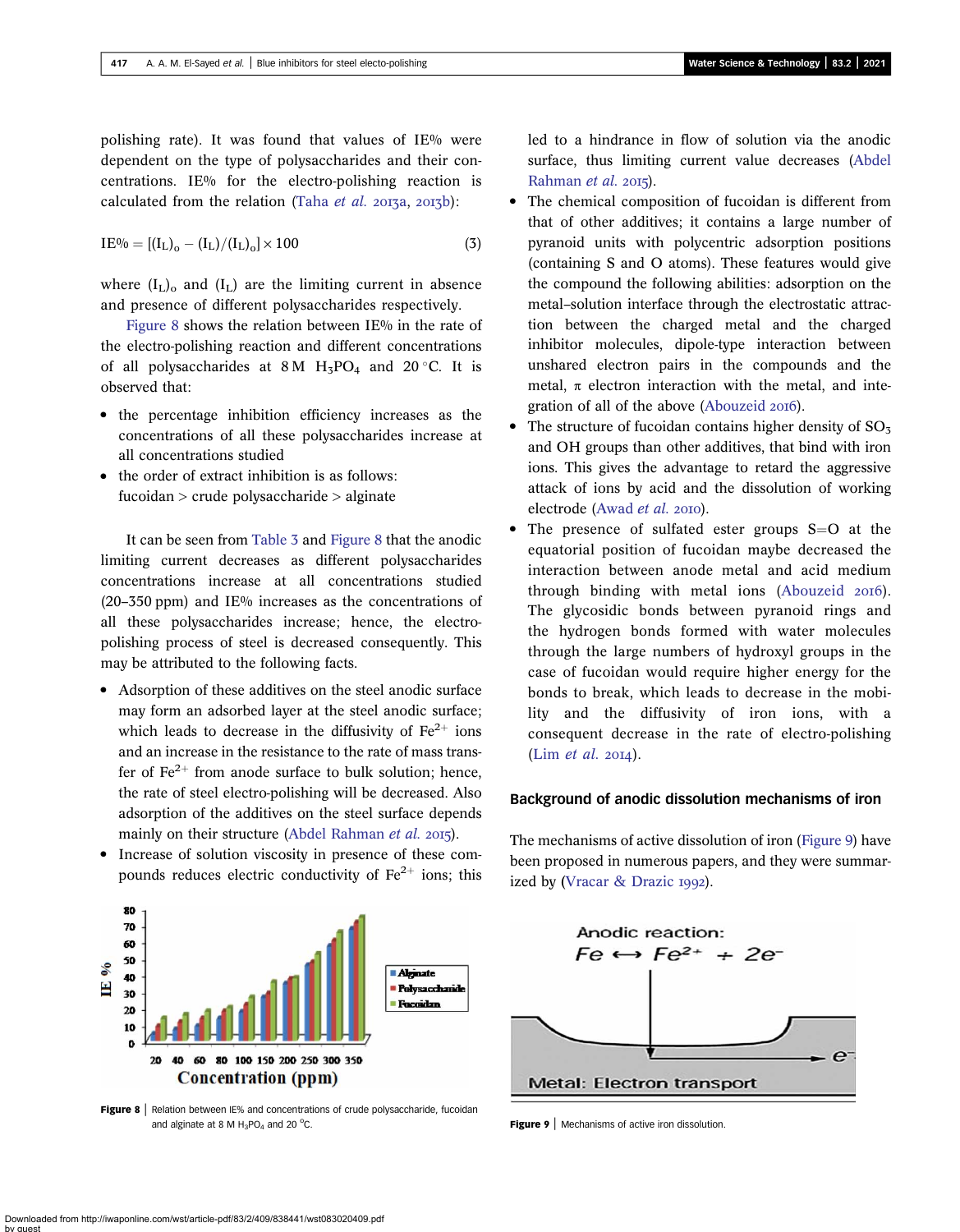polishing rate). It was found that values of IE% were dependent on the type of polysaccharides and their concentrations. IE% for the electro-polishing reaction is calculated from the relation (Taha *et al.* 2013a, 2013b):

$$IE\% = [(I_L)_o - (I_L)/(I_L)_o] \times 100 \quad (3)$$

where $(I_L)_o$ and $(I_L)$ are the limiting current in absence and presence of different polysaccharides respectively.

Figure 8 shows the relation between IE% in the rate of the electro-polishing reaction and different concentrations of all polysaccharides at 8 M $H_3PO_4$ and 20 °C. It is observed that:

- the percentage inhibition efficiency increases as the concentrations of all these polysaccharides increase at all concentrations studied
- the order of extract inhibition is as follows: fucoidan > crude polysaccharide > alginate

It can be seen from Table 3 and Figure 8 that the anodic limiting current decreases as different polysaccharides concentrations increase at all concentrations studied (20–350 ppm) and IE% increases as the concentrations of all these polysaccharides increase; hence, the electro-polishing process of steel is decreased consequently. This may be attributed to the following facts.

- Adsorption of these additives on the steel anodic surface may form an adsorbed layer at the steel anodic surface; which leads to decrease in the diffusivity of $Fe^{2+}$ ions and an increase in the resistance to the rate of mass transfer of $Fe^{2+}$ from anode surface to bulk solution; hence, the rate of steel electro-polishing will be decreased. Also adsorption of the additives on the steel surface depends mainly on their structure (Abdel Rahman *et al.* 2015).
- Increase of solution viscosity in presence of these compounds reduces electric conductivity of $Fe^{2+}$ ions; this led to a hindrance in flow of solution via the anodic surface, thus limiting current value decreases (Abdel Rahman *et al.* 2015).
- The chemical composition of fucoidan is different from that of other additives; it contains a large number of pyranoid units with polycentric adsorption positions (containing S and O atoms). These features would give the compound the following abilities: adsorption on the metal–solution interface through the electrostatic attraction between the charged metal and the charged inhibitor molecules, dipole-type interaction between unshared electron pairs in the compounds and the metal, π electron interaction with the metal, and integration of all of the above (Abouzeid 2016).
- The structure of fucoidan contains higher density of $SO_3$ and OH groups than other additives, that bind with iron ions. This gives the advantage to retard the aggressive attack of ions by acid and the dissolution of working electrode (Awad *et al.* 2010).
- The presence of sulfated ester groups S=O at the equatorial position of fucoidan maybe decreased the interaction between anode metal and acid medium through binding with metal ions (Abouzeid 2016). The glycosidic bonds between pyranoid rings and the hydrogen bonds formed with water molecules through the large numbers of hydroxyl groups in the case of fucoidan would require higher energy for the bonds to break, which leads to decrease in the mobility and the diffusivity of iron ions, with a consequent decrease in the rate of electro-polishing (Lim *et al.* 2014).

**Figure 8** | Relation between IE% and concentrations of crude polysaccharide, fucoidan and alginate at 8 M $H_3PO_4$ and 20 °C.

## Background of anodic dissolution mechanisms of iron

The mechanisms of active dissolution of iron (Figure 9) have been proposed in numerous papers, and they were summarized by (Vracar & Drazic 1992).

**Figure 9** | Mechanisms of active iron dissolution.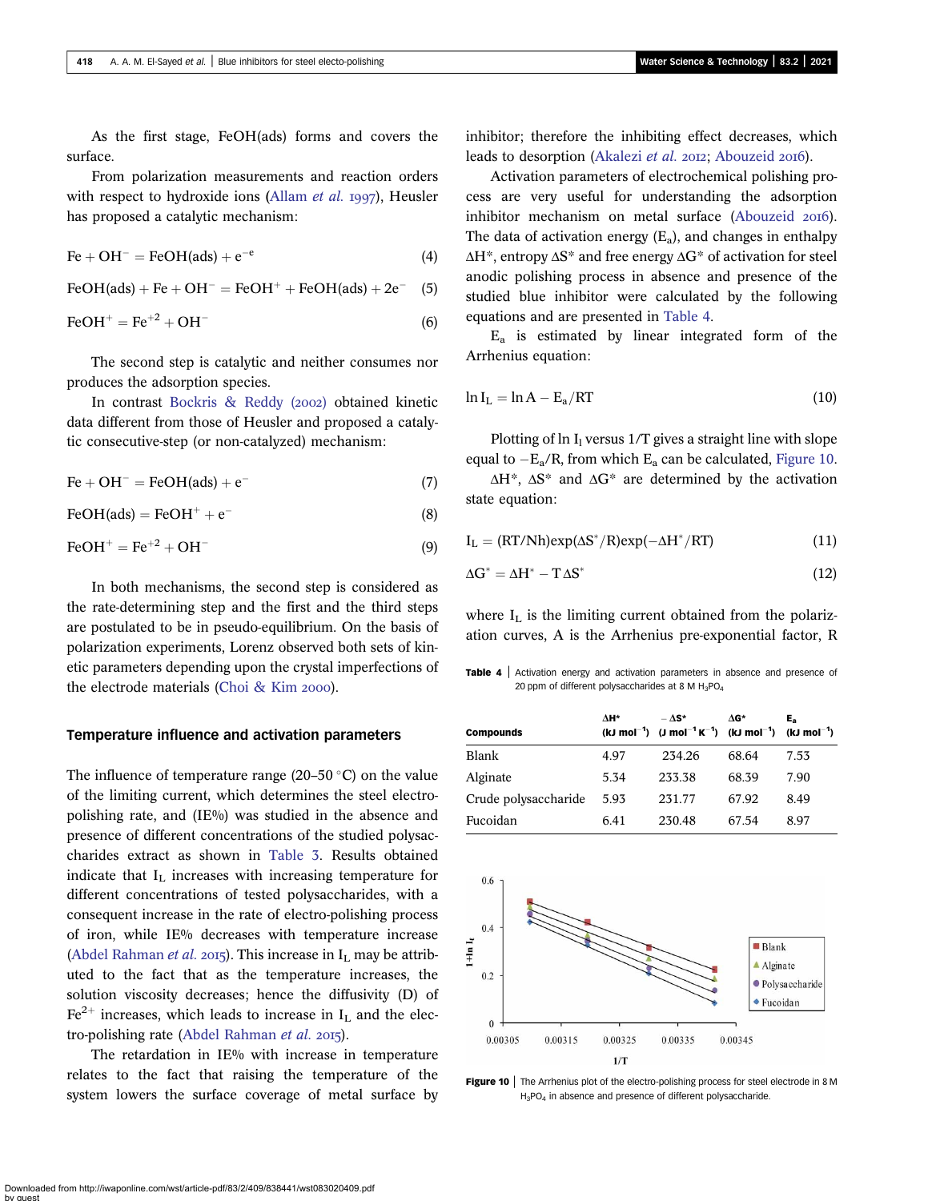As the first stage, FeOH(ads) forms and covers the surface.

From polarization measurements and reaction orders with respect to hydroxide ions (Allam *et al.* 1997), Heusler has proposed a catalytic mechanism:

$$Fe + OH^- = FeOH(ads) + e^{-e} \tag{4}$$

$$FeOH(ads) + Fe + OH^- = FeOH^+ + FeOH(ads) + 2e^- \tag{5}$$

$$FeOH^+ = Fe^{+2} + OH^- \tag{6}$$

The second step is catalytic and neither consumes nor produces the adsorption species.

In contrast Bockris & Reddy (2002) obtained kinetic data different from those of Heusler and proposed a catalytic consecutive-step (or non-catalyzed) mechanism:

$$Fe + OH^- = FeOH(ads) + e^- \tag{7}$$

$$FeOH(ads) = FeOH^+ + e^- \tag{8}$$

$$FeOH^+ = Fe^{+2} + OH^- \tag{9}$$

In both mechanisms, the second step is considered as the rate-determining step and the first and the third steps are postulated to be in pseudo-equilibrium. On the basis of polarization experiments, Lorenz observed both sets of kinetic parameters depending upon the crystal imperfections of the electrode materials (Choi & Kim 2000).

## Temperature influence and activation parameters

The influence of temperature range (20–50 °C) on the value of the limiting current, which determines the steel electro-polishing rate, and (IE%) was studied in the absence and presence of different concentrations of the studied polysaccharides extract as shown in Table 3. Results obtained indicate that $I_L$ increases with increasing temperature for different concentrations of tested polysaccharides, with a consequent increase in the rate of electro-polishing process of iron, while IE% decreases with temperature increase (Abdel Rahman *et al.* 2015). This increase in $I_L$ may be attributed to the fact that as the temperature increases, the solution viscosity decreases; hence the diffusivity (D) of $Fe^{2+}$ increases, which leads to increase in $I_L$ and the electro-polishing rate (Abdel Rahman *et al.* 2015).

The retardation in IE% with increase in temperature relates to the fact that raising the temperature of the system lowers the surface coverage of metal surface by inhibitor; therefore the inhibiting effect decreases, which leads to desorption (Akalezi *et al.* 2012; Abouzeid 2016).

Activation parameters of electrochemical polishing process are very useful for understanding the adsorption inhibitor mechanism on metal surface (Abouzeid 2016). The data of activation energy ($E_a$), and changes in enthalpy $\Delta H^*$, entropy $\Delta S^*$ and free energy $\Delta G^*$ of activation for steel anodic polishing process in absence and presence of the studied blue inhibitor were calculated by the following equations and are presented in Table 4.

$E_a$ is estimated by linear integrated form of the Arrhenius equation:

$$\ln I_L = \ln A - E_a/RT \tag{10}$$

Plotting of $\ln I_l$ versus $1/T$ gives a straight line with slope equal to $-E_a/R$, from which $E_a$ can be calculated, Figure 10.

$\Delta H^*$, $\Delta S^*$ and $\Delta G^*$ are determined by the activation state equation:

$$I_L = (RT/Nh)\exp(\Delta S^*/R)\exp(-\Delta H^*/RT) \tag{11}$$

$$\Delta G^* = \Delta H^* - T\Delta S^* \tag{12}$$

where $I_L$ is the limiting current obtained from the polarization curves, A is the Arrhenius pre-exponential factor, R

**Table 4** | Activation energy and activation parameters in absence and presence of 20 ppm of different polysaccharides at 8 M $H_3PO_4$

| Compounds | $\Delta H^*$ (kJ mol$^{-1}$) | $-\Delta S^*$ (J mol$^{-1}$ K$^{-1}$) | $\Delta G^*$ (kJ mol$^{-1}$) | $E_a$ (kJ mol$^{-1}$) |
|---|---|---|---|---|
| Blank | 4.97 | 234.26 | 68.64 | 7.53 |
| Alginate | 5.34 | 233.38 | 68.39 | 7.90 |
| Crude polysaccharide | 5.93 | 231.77 | 67.92 | 8.49 |
| Fucoidan | 6.41 | 230.48 | 67.54 | 8.97 |

**Figure 10** | The Arrhenius plot of the electro-polishing process for steel electrode in 8 M $H_3PO_4$ in absence and presence of different polysaccharide.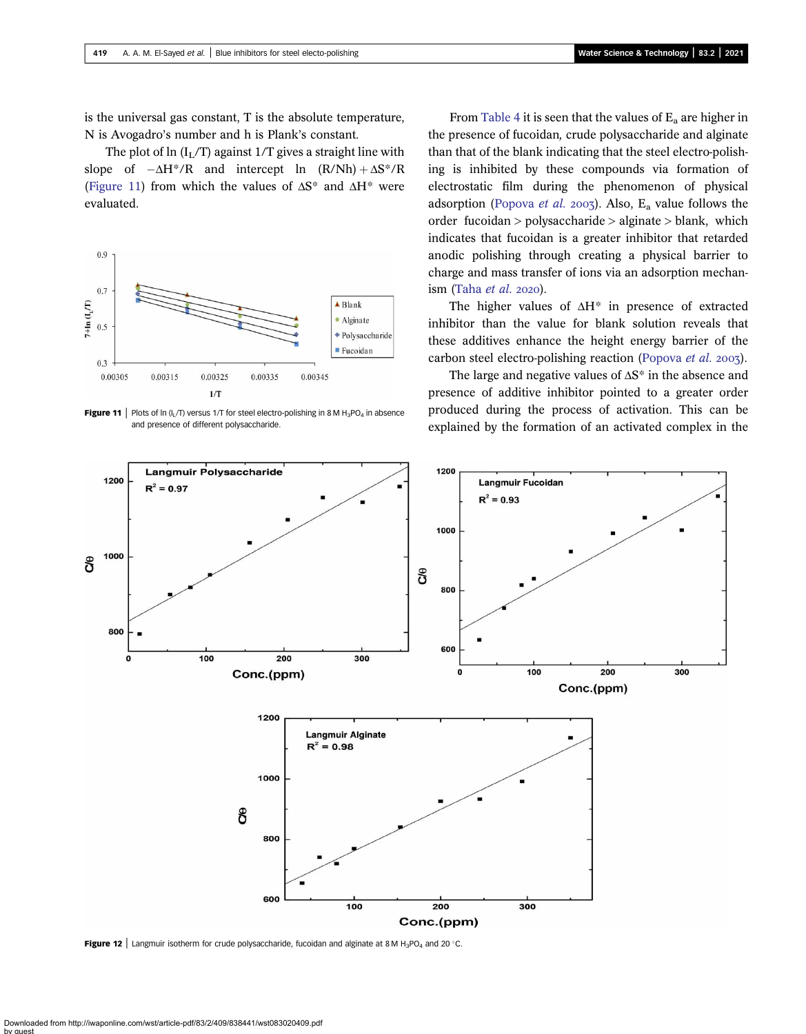is the universal gas constant, T is the absolute temperature, N is Avogadro's number and h is Plank's constant.

The plot of ln ($I_L$/T) against 1/T gives a straight line with slope of $-\Delta H^*/R$ and intercept ln $(R/Nh) + \Delta S^*/R$ (Figure 11) from which the values of $\Delta S^*$ and $\Delta H^*$ were evaluated.

**Figure 11** | Plots of ln ($I_L$/T) versus 1/T for steel electro-polishing in 8 M $H_3PO_4$ in absence and presence of different polysaccharide.

From Table 4 it is seen that the values of $E_a$ are higher in the presence of fucoidan, crude polysaccharide and alginate than that of the blank indicating that the steel electro-polishing is inhibited by these compounds via formation of electrostatic film during the phenomenon of physical adsorption (Popova *et al.* 2003). Also, $E_a$ value follows the order fucoidan > polysaccharide > alginate > blank, which indicates that fucoidan is a greater inhibitor that retarded anodic polishing through creating a physical barrier to charge and mass transfer of ions via an adsorption mechanism (Taha *et al.* 2020).

The higher values of $\Delta H^*$ in presence of extracted inhibitor than the value for blank solution reveals that these additives enhance the height energy barrier of the carbon steel electro-polishing reaction (Popova *et al.* 2003).

The large and negative values of $\Delta S^*$ in the absence and presence of additive inhibitor pointed to a greater order produced during the process of activation. This can be explained by the formation of an activated complex in the

**Figure 12** | Langmuir isotherm for crude polysaccharide, fucoidan and alginate at 8 M $H_3PO_4$ and 20 °C.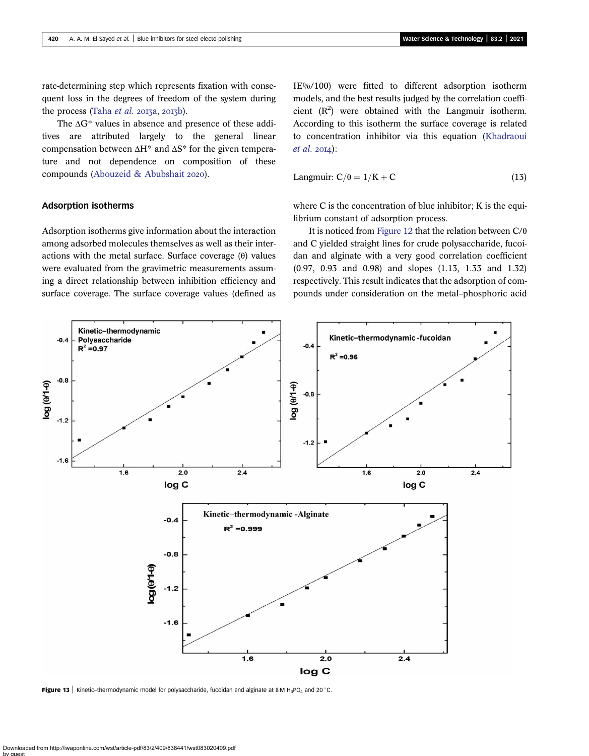rate-determining step which represents fixation with consequent loss in the degrees of freedom of the system during the process (Taha *et al.* 2013a, 2013b).

The $\Delta G^*$ values in absence and presence of these additives are attributed largely to the general linear compensation between $\Delta H^*$ and $\Delta S^*$ for the given temperature and not dependence on composition of these compounds (Abouzeid & Abubshait 2020).

### Adsorption isotherms

Adsorption isotherms give information about the interaction among adsorbed molecules themselves as well as their interactions with the metal surface. Surface coverage ($\theta$) values were evaluated from the gravimetric measurements assuming a direct relationship between inhibition efficiency and surface coverage. The surface coverage values (defined as IE%/100) were fitted to different adsorption isotherm models, and the best results judged by the correlation coefficient ($R^2$) were obtained with the Langmuir isotherm. According to this isotherm the surface coverage is related to concentration inhibitor via this equation (Khadraoui *et al.* 2014):

$$\text{Langmuir: } C/\theta = 1/K + C \tag{13}$$

where C is the concentration of blue inhibitor; K is the equilibrium constant of adsorption process.

It is noticed from Figure 12 that the relation between $C/\theta$ and C yielded straight lines for crude polysaccharide, fucoidan and alginate with a very good correlation coefficient (0.97, 0.93 and 0.98) and slopes (1.13, 1.33 and 1.32) respectively. This result indicates that the adsorption of compounds under consideration on the metal–phosphoric acid

**Figure 13** | Kinetic–thermodynamic model for polysaccharide, fucoidan and alginate at 8 M $H_3PO_4$ and 20 °C.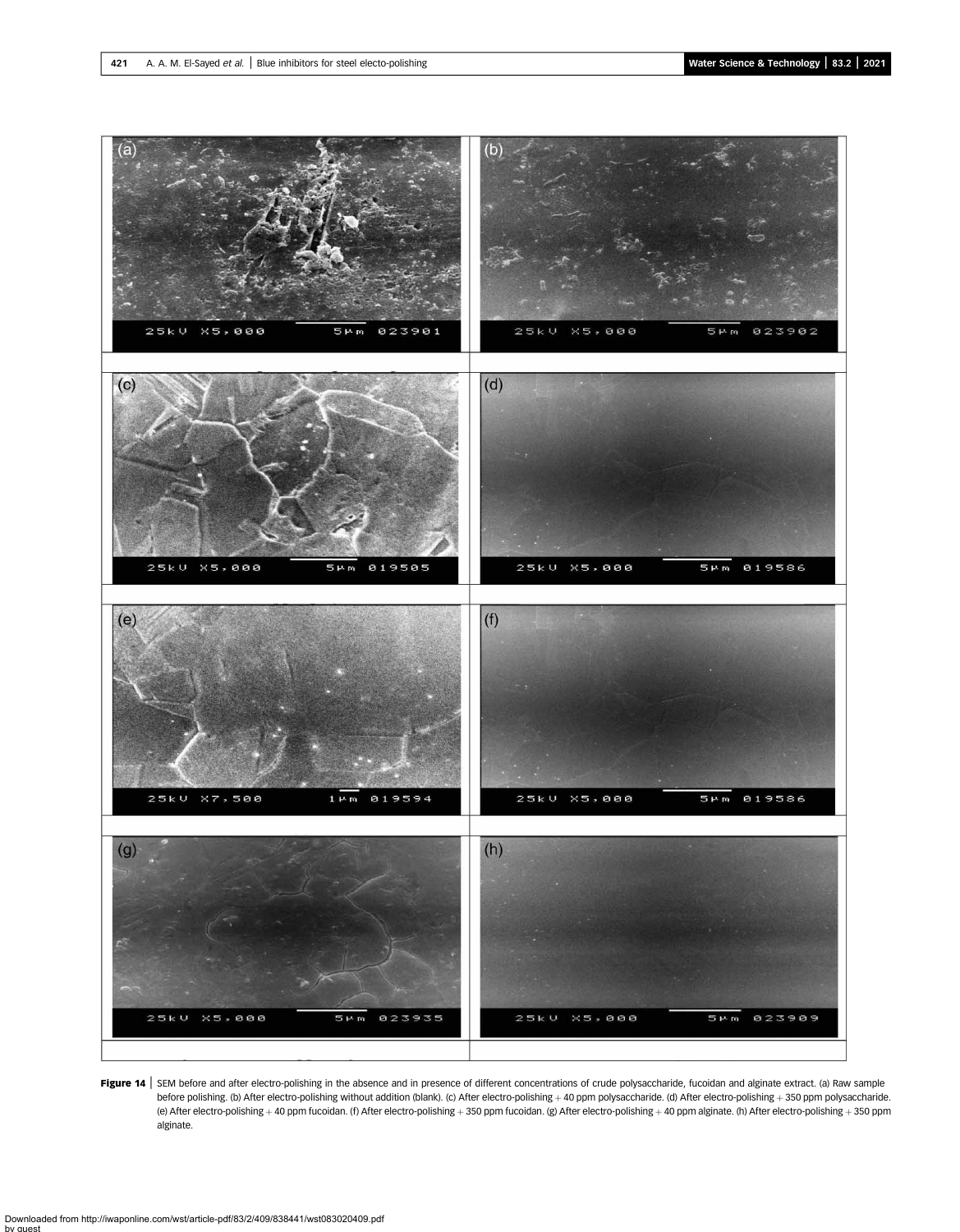**Figure 14** | SEM before and after electro-polishing in the absence and in presence of different concentrations of crude polysaccharide, fucoidan and alginate extract. (a) Raw sample before polishing. (b) After electro-polishing without addition (blank). (c) After electro-polishing + 40 ppm polysaccharide. (d) After electro-polishing + 350 ppm polysaccharide. (e) After electro-polishing + 40 ppm fucoidan. (f) After electro-polishing + 350 ppm fucoidan. (g) After electro-polishing + 40 ppm alginate. (h) After electro-polishing + 350 ppm alginate.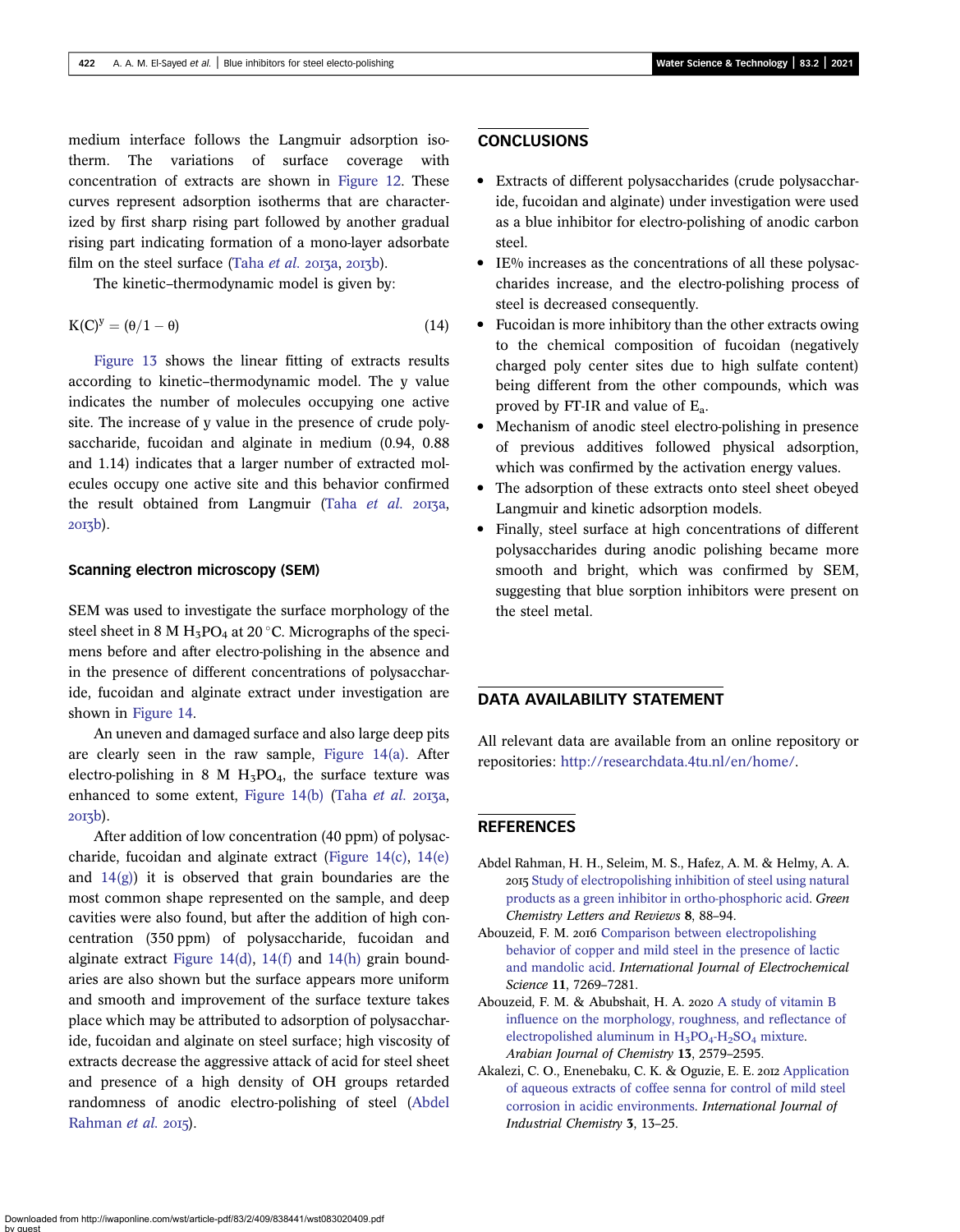medium interface follows the Langmuir adsorption isotherm. The variations of surface coverage with concentration of extracts are shown in Figure 12. These curves represent adsorption isotherms that are characterized by first sharp rising part followed by another gradual rising part indicating formation of a mono-layer adsorbate film on the steel surface (Taha *et al.* 2013a, 2013b).

The kinetic–thermodynamic model is given by:

$$K(C)^y = (\theta/1 - \theta) \tag{14}$$

Figure 13 shows the linear fitting of extracts results according to kinetic–thermodynamic model. The y value indicates the number of molecules occupying one active site. The increase of y value in the presence of crude polysaccharide, fucoidan and alginate in medium (0.94, 0.88 and 1.14) indicates that a larger number of extracted molecules occupy one active site and this behavior confirmed the result obtained from Langmuir (Taha *et al.* 2013a, 2013b).

### Scanning electron microscopy (SEM)

SEM was used to investigate the surface morphology of the steel sheet in 8 M $H_3PO_4$ at 20 °C. Micrographs of the specimens before and after electro-polishing in the absence and in the presence of different concentrations of polysaccharide, fucoidan and alginate extract under investigation are shown in Figure 14.

An uneven and damaged surface and also large deep pits are clearly seen in the raw sample, Figure 14(a). After electro-polishing in 8 M $H_3PO_4$, the surface texture was enhanced to some extent, Figure 14(b) (Taha *et al.* 2013a, 2013b).

After addition of low concentration (40 ppm) of polysaccharide, fucoidan and alginate extract (Figure 14(c), 14(e) and 14(g)) it is observed that grain boundaries are the most common shape represented on the sample, and deep cavities were also found, but after the addition of high concentration (350 ppm) of polysaccharide, fucoidan and alginate extract Figure 14(d), 14(f) and 14(h) grain boundaries are also shown but the surface appears more uniform and smooth and improvement of the surface texture takes place which may be attributed to adsorption of polysaccharide, fucoidan and alginate on steel surface; high viscosity of extracts decrease the aggressive attack of acid for steel sheet and presence of a high density of OH groups retarded randomness of anodic electro-polishing of steel (Abdel Rahman *et al.* 2015).

## CONCLUSIONS

- Extracts of different polysaccharides (crude polysaccharide, fucoidan and alginate) under investigation were used as a blue inhibitor for electro-polishing of anodic carbon steel.
- IE% increases as the concentrations of all these polysaccharides increase, and the electro-polishing process of steel is decreased consequently.
- Fucoidan is more inhibitory than the other extracts owing to the chemical composition of fucoidan (negatively charged poly center sites due to high sulfate content) being different from the other compounds, which was proved by FT-IR and value of $E_a$.
- Mechanism of anodic steel electro-polishing in presence of previous additives followed physical adsorption, which was confirmed by the activation energy values.
- The adsorption of these extracts onto steel sheet obeyed Langmuir and kinetic adsorption models.
- Finally, steel surface at high concentrations of different polysaccharides during anodic polishing became more smooth and bright, which was confirmed by SEM, suggesting that blue sorption inhibitors were present on the steel metal.

## DATA AVAILABILITY STATEMENT

All relevant data are available from an online repository or repositories: http://researchdata.4tu.nl/en/home/.

## REFERENCES

Abdel Rahman, H. H., Seleim, M. S., Hafez, A. M. & Helmy, A. A. 2015 Study of electropolishing inhibition of steel using natural products as a green inhibitor in ortho-phosphoric acid. *Green Chemistry Letters and Reviews* **8**, 88–94.

Abouzeid, F. M. 2016 Comparison between electropolishing behavior of copper and mild steel in the presence of lactic and mandolic acid. *International Journal of Electrochemical Science* **11**, 7269–7281.

Abouzeid, F. M. & Abubshait, H. A. 2020 A study of vitamin B influence on the morphology, roughness, and reflectance of electropolished aluminum in $H_3PO_4$-$H_2SO_4$ mixture. *Arabian Journal of Chemistry* **13**, 2579–2595.

Akalezi, C. O., Enenebaku, C. K. & Oguzie, E. E. 2012 Application of aqueous extracts of coffee senna for control of mild steel corrosion in acidic environments. *International Journal of Industrial Chemistry* **3**, 13–25.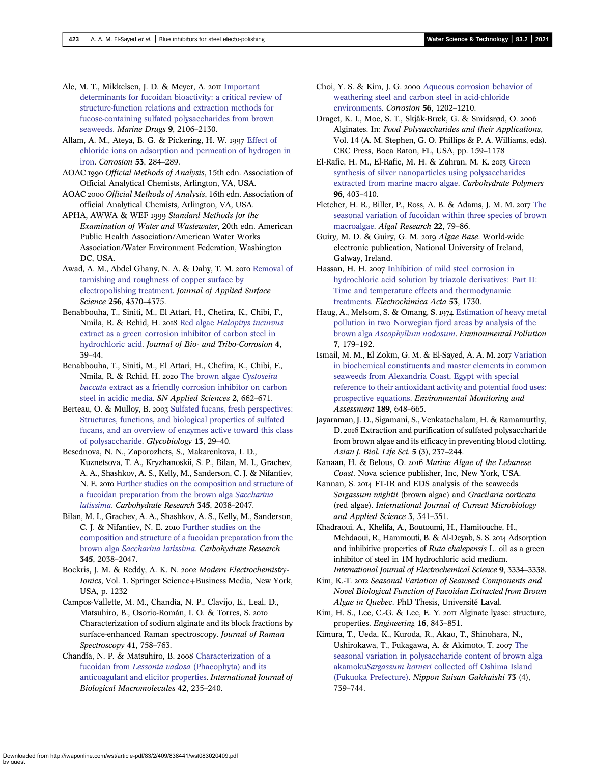Ale, M. T., Mikkelsen, J. D. & Meyer, A. 2011 Important determinants for fucoidan bioactivity: a critical review of structure-function relations and extraction methods for fucose-containing sulfated polysaccharides from brown seaweeds. *Marine Drugs* **9**, 2106–2130.

Allam, A. M., Ateya, B. G. & Pickering, H. W. 1997 Effect of chloride ions on adsorption and permeation of hydrogen in iron. *Corrosion* **53**, 284–289.

AOAC 1990 *Official Methods of Analysis*, 15th edn. Association of Official Analytical Chemists, Arlington, VA, USA.

AOAC 2000 *Official Methods of Analysis*, 16th edn. Association of official Analytical Chemists, Arlington, VA, USA.

APHA, AWWA & WEF 1999 *Standard Methods for the Examination of Water and Wastewater*, 20th edn. American Public Health Association/American Water Works Association/Water Environment Federation, Washington DC, USA.

Awad, A. M., Abdel Ghany, N. A. & Dahy, T. M. 2010 Removal of tarnishing and roughness of copper surface by electropolishing treatment. *Journal of Applied Surface Science* **256**, 4370–4375.

Benabbouha, T., Siniti, M., El Attari, H., Chefira, K., Chibi, F., Nmila, R. & Rchid, H. 2018 Red algae *Halopitys incurvus* extract as a green corrosion inhibitor of carbon steel in hydrochloric acid. *Journal of Bio- and Tribo-Corrosion* **4**, 39–44.

Benabbouha, T., Siniti, M., El Attari, H., Chefira, K., Chibi, F., Nmila, R. & Rchid, H. 2020 The brown algae *Cystoseira baccata* extract as a friendly corrosion inhibitor on carbon steel in acidic media. *SN Applied Sciences* **2**, 662–671.

Berteau, O. & Mulloy, B. 2003 Sulfated fucans, fresh perspectives: Structures, functions, and biological properties of sulfated fucans, and an overview of enzymes active toward this class of polysaccharide. *Glycobiology* **13**, 29–40.

Besednova, N. N., Zaporozhets, S., Makarenkova, I. D., Kuznetsova, T. A., Kryzhanoskii, S. P., Bilan, M. I., Grachev, A. A., Shashkov, A. S., Kelly, M., Sanderson, C. J. & Nifantiev, N. E. 2010 Further studies on the composition and structure of a fucoidan preparation from the brown alga *Saccharina latissima*. *Carbohydrate Research* **345**, 2038–2047.

Bilan, M. I., Grachev, A. A., Shashkov, A. S., Kelly, M., Sanderson, C. J. & Nifantiev, N. E. 2010 Further studies on the composition and structure of a fucoidan preparation from the brown alga *Saccharina latissima*. *Carbohydrate Research* **345**, 2038–2047.

Bockris, J. M. & Reddy, A. K. N. 2002 *Modern Electrochemistry-Ionics*, Vol. 1. Springer Science+Business Media, New York, USA, p. 1232

Campos-Vallette, M. M., Chandía, N. P., Clavijo, E., Leal, D., Matsuhiro, B., Osorio-Román, I. O. & Torres, S. 2010 Characterization of sodium alginate and its block fractions by surface-enhanced Raman spectroscopy. *Journal of Raman Spectroscopy* **41**, 758–763.

Chandía, N. P. & Matsuhiro, B. 2008 Characterization of a fucoidan from *Lessonia vadosa* (Phaeophyta) and its anticoagulant and elicitor properties. *International Journal of Biological Macromolecules* **42**, 235–240.

Choi, Y. S. & Kim, J. G. 2000 Aqueous corrosion behavior of weathering steel and carbon steel in acid-chloride environments. *Corrosion* **56**, 1202–1210.

Draget, K. I., Moe, S. T., Skjåk-Bræk, G. & Smidsrød, O. 2006 Alginates. In: *Food Polysaccharides and their Applications*, Vol. 14 (A. M. Stephen, G. O. Phillips & P. A. Williams, eds). CRC Press, Boca Raton, FL, USA, pp. 159–1178

El-Rafie, H. M., El-Rafie, M. H. & Zahran, M. K. 2013 Green synthesis of silver nanoparticles using polysaccharides extracted from marine macro algae. *Carbohydrate Polymers* **96**, 403–410.

Fletcher, H. R., Biller, P., Ross, A. B. & Adams, J. M. M. 2017 The seasonal variation of fucoidan within three species of brown macroalgae. *Algal Research* **22**, 79–86.

Guiry, M. D. & Guiry, G. M. 2019 *Algae Base*. World-wide electronic publication, National University of Ireland, Galway, Ireland.

Hassan, H. H. 2007 Inhibition of mild steel corrosion in hydrochloric acid solution by triazole derivatives: Part II: Time and temperature effects and thermodynamic treatments. *Electrochimica Acta* **53**, 1730.

Haug, A., Melsom, S. & Omang, S. 1974 Estimation of heavy metal pollution in two Norwegian fjord areas by analysis of the brown alga *Ascophyllum nodosum*. *Environmental Pollution* **7**, 179–192.

Ismail, M. M., El Zokm, G. M. & El-Sayed, A. A. M. 2017 Variation in biochemical constituents and master elements in common seaweeds from Alexandria Coast, Egypt with special reference to their antioxidant activity and potential food uses: prospective equations. *Environmental Monitoring and Assessment* **189**, 648–665.

Jayaraman, J. D., Sigamani, S., Venkatachalam, H. & Ramamurthy, D. 2016 Extraction and purification of sulfated polysaccharide from brown algae and its efficacy in preventing blood clotting. *Asian J. Biol. Life Sci.* **5** (3), 237–244.

Kanaan, H. & Belous, O. 2016 *Marine Algae of the Lebanese Coast*. Nova science publisher, Inc, New York, USA.

Kannan, S. 2014 FT-IR and EDS analysis of the seaweeds *Sargassum wightii* (brown algae) and *Gracilaria corticata* (red algae). *International Journal of Current Microbiology and Applied Science* **3**, 341–351.

Khadraoui, A., Khelifa, A., Boutoumi, H., Hamitouche, H., Mehdaoui, R., Hammouti, B. & Al-Deyab, S. S. 2014 Adsorption and inhibitive properties of *Ruta chalepensis* L. oil as a green inhibitor of steel in 1M hydrochloric acid medium. *International Journal of Electrochemical Science* **9**, 3334–3338.

Kim, K.-T. 2012 *Seasonal Variation of Seaweed Components and Novel Biological Function of Fucoidan Extracted from Brown Algae in Quebec*. PhD Thesis, Université Laval.

Kim, H. S., Lee, C.-G. & Lee, E. Y. 2011 Alginate lyase: structure, properties. *Engineering* **16**, 843–851.

Kimura, T., Ueda, K., Kuroda, R., Akao, T., Shinohara, N., Ushirokawa, T., Fukagawa, A. & Akimoto, T. 2007 The seasonal variation in polysaccharide content of brown alga akamoku*Sargassum horneri* collected off Oshima Island (Fukuoka Prefecture). *Nippon Suisan Gakkaishi* **73** (4), 739–744.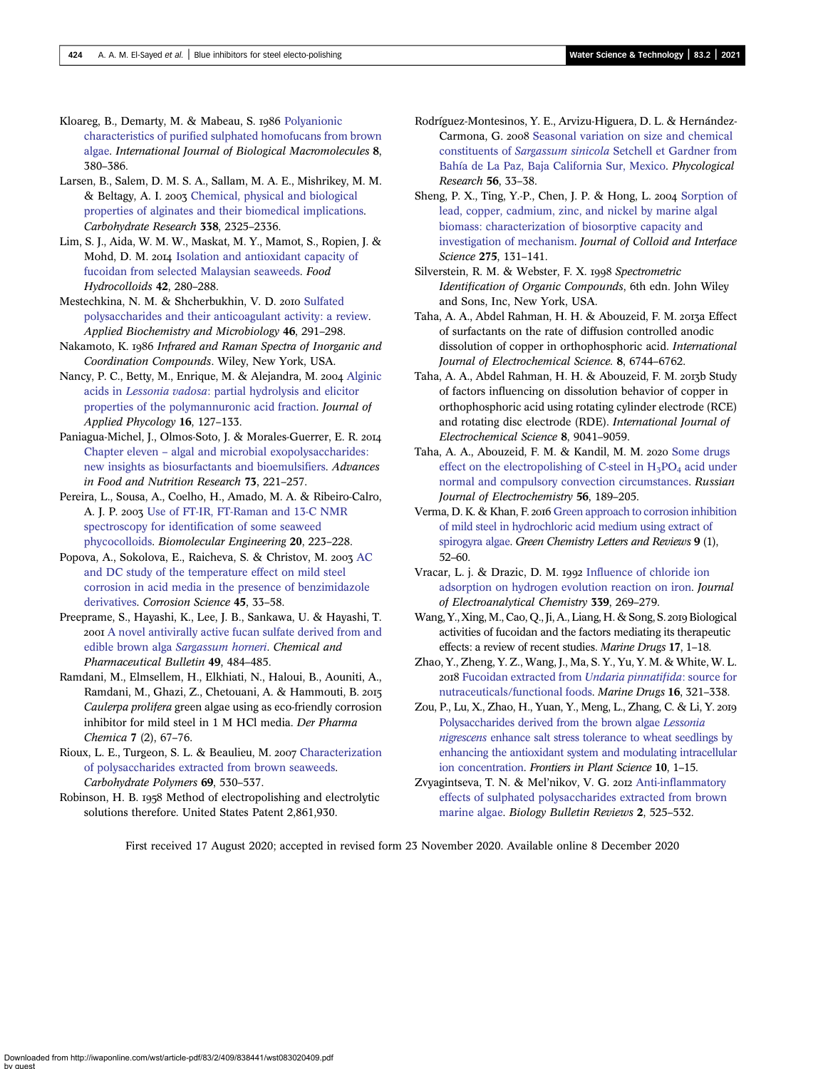Kloareg, B., Demarty, M. & Mabeau, S. 1986 Polyanionic characteristics of purified sulphated homofucans from brown algae. *International Journal of Biological Macromolecules* **8**, 380–386.

Larsen, B., Salem, D. M. S. A., Sallam, M. A. E., Mishrikey, M. M. & Beltagy, A. I. 2003 Chemical, physical and biological properties of alginates and their biomedical implications. *Carbohydrate Research* **338**, 2325–2336.

Lim, S. J., Aida, W. M. W., Maskat, M. Y., Mamot, S., Ropien, J. & Mohd, D. M. 2014 Isolation and antioxidant capacity of fucoidan from selected Malaysian seaweeds. *Food Hydrocolloids* **42**, 280–288.

Mestechkina, N. M. & Shcherbukhin, V. D. 2010 Sulfated polysaccharides and their anticoagulant activity: a review. *Applied Biochemistry and Microbiology* **46**, 291–298.

Nakamoto, K. 1986 *Infrared and Raman Spectra of Inorganic and Coordination Compounds*. Wiley, New York, USA.

Nancy, P. C., Betty, M., Enrique, M. & Alejandra, M. 2004 Alginic acids in *Lessonia vadosa*: partial hydrolysis and elicitor properties of the polymannuronic acid fraction. *Journal of Applied Phycology* **16**, 127–133.

Paniagua-Michel, J., Olmos-Soto, J. & Morales-Guerrer, E. R. 2014 Chapter eleven – algal and microbial exopolysaccharides: new insights as biosurfactants and bioemulsifiers. *Advances in Food and Nutrition Research* **73**, 221–257.

Pereira, L., Sousa, A., Coelho, H., Amado, M. A. & Ribeiro-Calro, A. J. P. 2003 Use of FT-IR, FT-Raman and 13-C NMR spectroscopy for identification of some seaweed phycocolloids. *Biomolecular Engineering* **20**, 223–228.

Popova, A., Sokolova, E., Raicheva, S. & Christov, M. 2003 AC and DC study of the temperature effect on mild steel corrosion in acid media in the presence of benzimidazole derivatives. *Corrosion Science* **45**, 33–58.

Preeprame, S., Hayashi, K., Lee, J. B., Sankawa, U. & Hayashi, T. 2001 A novel antivirally active fucan sulfate derived from and edible brown alga *Sargassum horneri*. *Chemical and Pharmaceutical Bulletin* **49**, 484–485.

Ramdani, M., Elmsellem, H., Elkhiati, N., Haloui, B., Aouniti, A., Ramdani, M., Ghazi, Z., Chetouani, A. & Hammouti, B. 2015 *Caulerpa prolifera* green algae using as eco-friendly corrosion inhibitor for mild steel in 1 M HCl media. *Der Pharma Chemica* **7** (2), 67–76.

Rioux, L. E., Turgeon, S. L. & Beaulieu, M. 2007 Characterization of polysaccharides extracted from brown seaweeds. *Carbohydrate Polymers* **69**, 530–537.

Robinson, H. B. 1958 Method of electropolishing and electrolytic solutions therefore. United States Patent 2,861,930.

Rodríguez-Montesinos, Y. E., Arvizu-Higuera, D. L. & Hernández-Carmona, G. 2008 Seasonal variation on size and chemical constituents of *Sargassum sinicola* Setchell et Gardner from Bahía de La Paz, Baja California Sur, Mexico. *Phycological Research* **56**, 33–38.

Sheng, P. X., Ting, Y.-P., Chen, J. P. & Hong, L. 2004 Sorption of lead, copper, cadmium, zinc, and nickel by marine algal biomass: characterization of biosorptive capacity and investigation of mechanism. *Journal of Colloid and Interface Science* **275**, 131–141.

Silverstein, R. M. & Webster, F. X. 1998 *Spectrometric Identification of Organic Compounds*, 6th edn. John Wiley and Sons, Inc, New York, USA.

Taha, A. A., Abdel Rahman, H. H. & Abouzeid, F. M. 2013a Effect of surfactants on the rate of diffusion controlled anodic dissolution of copper in orthophosphoric acid. *International Journal of Electrochemical Science.* **8**, 6744–6762.

Taha, A. A., Abdel Rahman, H. H. & Abouzeid, F. M. 2013b Study of factors influencing on dissolution behavior of copper in orthophosphoric acid using rotating cylinder electrode (RCE) and rotating disc electrode (RDE). *International Journal of Electrochemical Science* **8**, 9041–9059.

Taha, A. A., Abouzeid, F. M. & Kandil, M. M. 2020 Some drugs effect on the electropolishing of C-steel in $H_3PO_4$ acid under normal and compulsory convection circumstances. *Russian Journal of Electrochemistry* **56**, 189–205.

Verma, D. K. & Khan, F. 2016 Green approach to corrosion inhibition of mild steel in hydrochloric acid medium using extract of spirogyra algae. *Green Chemistry Letters and Reviews* **9** (1), 52–60.

Vracar, L. j. & Drazic, D. M. 1992 Influence of chloride ion adsorption on hydrogen evolution reaction on iron. *Journal of Electroanalytical Chemistry* **339**, 269–279.

Wang, Y., Xing, M., Cao, Q., Ji, A., Liang, H. & Song, S. 2019 Biological activities of fucoidan and the factors mediating its therapeutic effects: a review of recent studies. *Marine Drugs* **17**, 1–18.

Zhao, Y., Zheng, Y. Z., Wang, J., Ma, S. Y., Yu, Y. M. & White, W. L. 2018 Fucoidan extracted from *Undaria pinnatifida*: source for nutraceuticals/functional foods. *Marine Drugs* **16**, 321–338.

Zou, P., Lu, X., Zhao, H., Yuan, Y., Meng, L., Zhang, C. & Li, Y. 2019 Polysaccharides derived from the brown algae *Lessonia nigrescens* enhance salt stress tolerance to wheat seedlings by enhancing the antioxidant system and modulating intracellular ion concentration. *Frontiers in Plant Science* **10**, 1–15.

Zvyagintseva, T. N. & Mel'nikov, V. G. 2012 Anti-inflammatory effects of sulphated polysaccharides extracted from brown marine algae. *Biology Bulletin Reviews* **2**, 525–532.

First received 17 August 2020; accepted in revised form 23 November 2020. Available online 8 December 2020